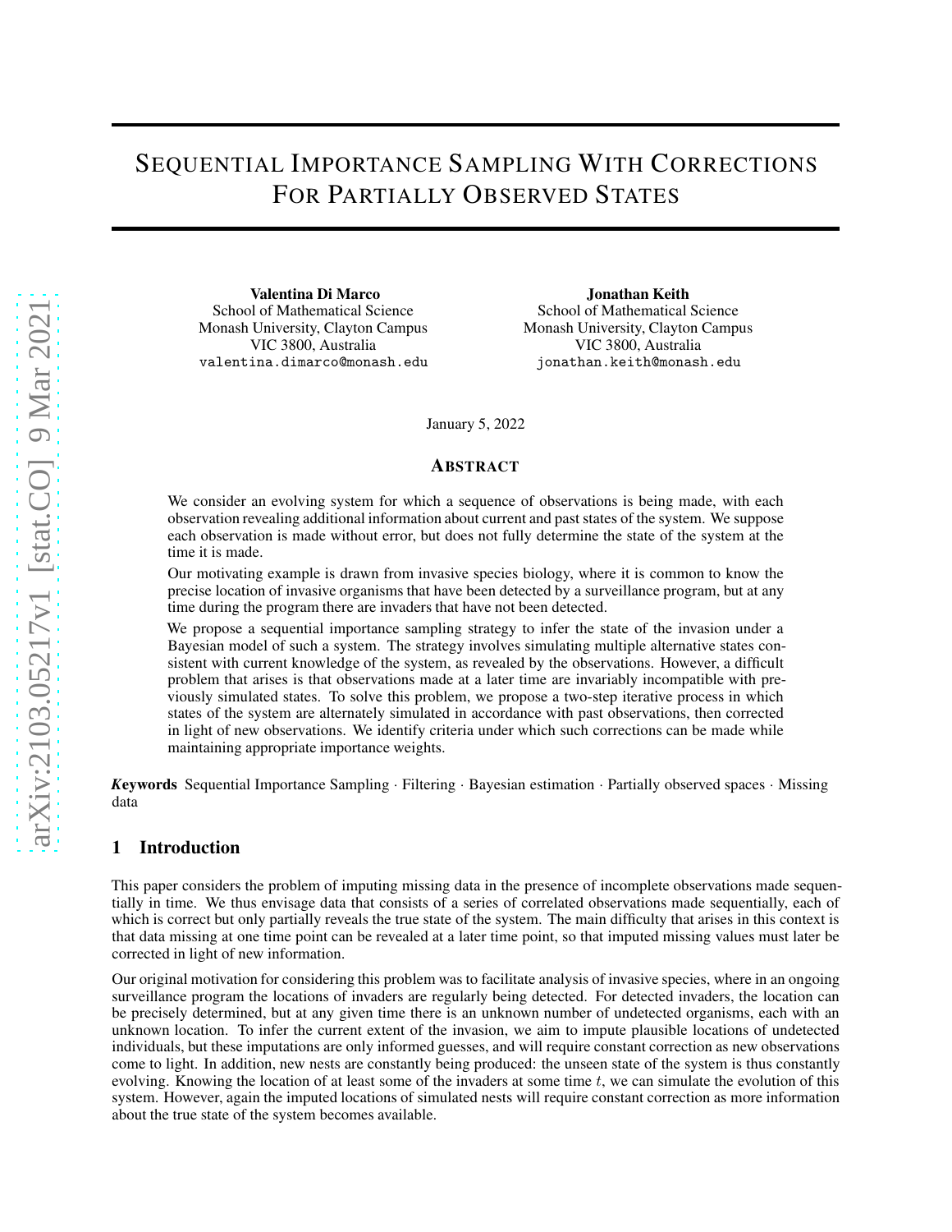# Sequential Importance Sampling With Corrections For Partially Observed States

**Valentina Di Marco**
School of Mathematical Science
Monash University, Clayton Campus
VIC 3800, Australia
valentina.dimarco@monash.edu

**Jonathan Keith**
School of Mathematical Science
Monash University, Clayton Campus
VIC 3800, Australia
jonathan.keith@monash.edu

January 5, 2022

## Abstract

We consider an evolving system for which a sequence of observations is being made, with each observation revealing additional information about current and past states of the system. We suppose each observation is made without error, but does not fully determine the state of the system at the time it is made.

Our motivating example is drawn from invasive species biology, where it is common to know the precise location of invasive organisms that have been detected by a surveillance program, but at any time during the program there are invaders that have not been detected.

We propose a sequential importance sampling strategy to infer the state of the invasion under a Bayesian model of such a system. The strategy involves simulating multiple alternative states consistent with current knowledge of the system, as revealed by the observations. However, a difficult problem that arises is that observations made at a later time are invariably incompatible with previously simulated states. To solve this problem, we propose a two-step iterative process in which states of the system are alternately simulated in accordance with past observations, then corrected in light of new observations. We identify criteria under which such corrections can be made while maintaining appropriate importance weights.

***Keywords*** Sequential Importance Sampling · Filtering · Bayesian estimation · Partially observed spaces · Missing data

## 1 Introduction

This paper considers the problem of imputing missing data in the presence of incomplete observations made sequentially in time. We thus envisage data that consists of a series of correlated observations made sequentially, each of which is correct but only partially reveals the true state of the system. The main difficulty that arises in this context is that data missing at one time point can be revealed at a later time point, so that imputed missing values must later be corrected in light of new information.

Our original motivation for considering this problem was to facilitate analysis of invasive species, where in an ongoing surveillance program the locations of invaders are regularly being detected. For detected invaders, the location can be precisely determined, but at any given time there is an unknown number of undetected organisms, each with an unknown location. To infer the current extent of the invasion, we aim to impute plausible locations of undetected individuals, but these imputations are only informed guesses, and will require constant correction as new observations come to light. In addition, new nests are constantly being produced: the unseen state of the system is thus constantly evolving. Knowing the location of at least some of the invaders at some time $t$, we can simulate the evolution of this system. However, again the imputed locations of simulated nests will require constant correction as more information about the true state of the system becomes available.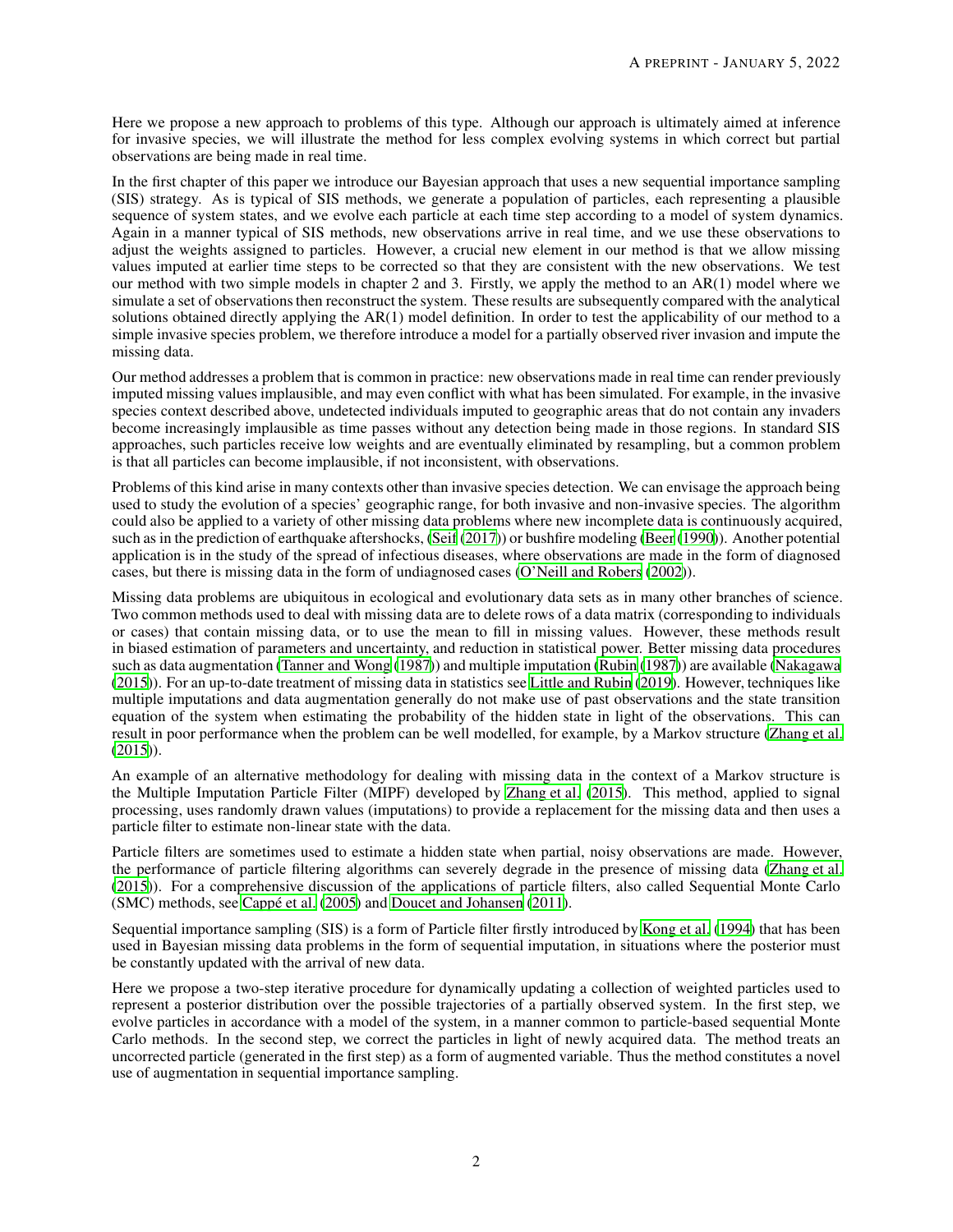Here we propose a new approach to problems of this type. Although our approach is ultimately aimed at inference for invasive species, we will illustrate the method for less complex evolving systems in which correct but partial observations are being made in real time.

In the first chapter of this paper we introduce our Bayesian approach that uses a new sequential importance sampling (SIS) strategy. As is typical of SIS methods, we generate a population of particles, each representing a plausible sequence of system states, and we evolve each particle at each time step according to a model of system dynamics. Again in a manner typical of SIS methods, new observations arrive in real time, and we use these observations to adjust the weights assigned to particles. However, a crucial new element in our method is that we allow missing values imputed at earlier time steps to be corrected so that they are consistent with the new observations. We test our method with two simple models in chapter 2 and 3. Firstly, we apply the method to an AR(1) model where we simulate a set of observations then reconstruct the system. These results are subsequently compared with the analytical solutions obtained directly applying the AR(1) model definition. In order to test the applicability of our method to a simple invasive species problem, we therefore introduce a model for a partially observed river invasion and impute the missing data.

Our method addresses a problem that is common in practice: new observations made in real time can render previously imputed missing values implausible, and may even conflict with what has been simulated. For example, in the invasive species context described above, undetected individuals imputed to geographic areas that do not contain any invaders become increasingly implausible as time passes without any detection being made in those regions. In standard SIS approaches, such particles receive low weights and are eventually eliminated by resampling, but a common problem is that all particles can become implausible, if not inconsistent, with observations.

Problems of this kind arise in many contexts other than invasive species detection. We can envisage the approach being used to study the evolution of a species' geographic range, for both invasive and non-invasive species. The algorithm could also be applied to a variety of other missing data problems where new incomplete data is continuously acquired, such as in the prediction of earthquake aftershocks, (Seif (2017)) or bushfire modeling (Beer (1990)). Another potential application is in the study of the spread of infectious diseases, where observations are made in the form of diagnosed cases, but there is missing data in the form of undiagnosed cases (O'Neill and Robers (2002)).

Missing data problems are ubiquitous in ecological and evolutionary data sets as in many other branches of science. Two common methods used to deal with missing data are to delete rows of a data matrix (corresponding to individuals or cases) that contain missing data, or to use the mean to fill in missing values. However, these methods result in biased estimation of parameters and uncertainty, and reduction in statistical power. Better missing data procedures such as data augmentation (Tanner and Wong (1987)) and multiple imputation (Rubin (1987)) are available (Nakagawa (2015)). For an up-to-date treatment of missing data in statistics see Little and Rubin (2019). However, techniques like multiple imputations and data augmentation generally do not make use of past observations and the state transition equation of the system when estimating the probability of the hidden state in light of the observations. This can result in poor performance when the problem can be well modelled, for example, by a Markov structure (Zhang et al. (2015)).

An example of an alternative methodology for dealing with missing data in the context of a Markov structure is the Multiple Imputation Particle Filter (MIPF) developed by Zhang et al. (2015). This method, applied to signal processing, uses randomly drawn values (imputations) to provide a replacement for the missing data and then uses a particle filter to estimate non-linear state with the data.

Particle filters are sometimes used to estimate a hidden state when partial, noisy observations are made. However, the performance of particle filtering algorithms can severely degrade in the presence of missing data (Zhang et al. (2015)). For a comprehensive discussion of the applications of particle filters, also called Sequential Monte Carlo (SMC) methods, see Cappé et al. (2005) and Doucet and Johansen (2011).

Sequential importance sampling (SIS) is a form of Particle filter firstly introduced by Kong et al. (1994) that has been used in Bayesian missing data problems in the form of sequential imputation, in situations where the posterior must be constantly updated with the arrival of new data.

Here we propose a two-step iterative procedure for dynamically updating a collection of weighted particles used to represent a posterior distribution over the possible trajectories of a partially observed system. In the first step, we evolve particles in accordance with a model of the system, in a manner common to particle-based sequential Monte Carlo methods. In the second step, we correct the particles in light of newly acquired data. The method treats an uncorrected particle (generated in the first step) as a form of augmented variable. Thus the method constitutes a novel use of augmentation in sequential importance sampling.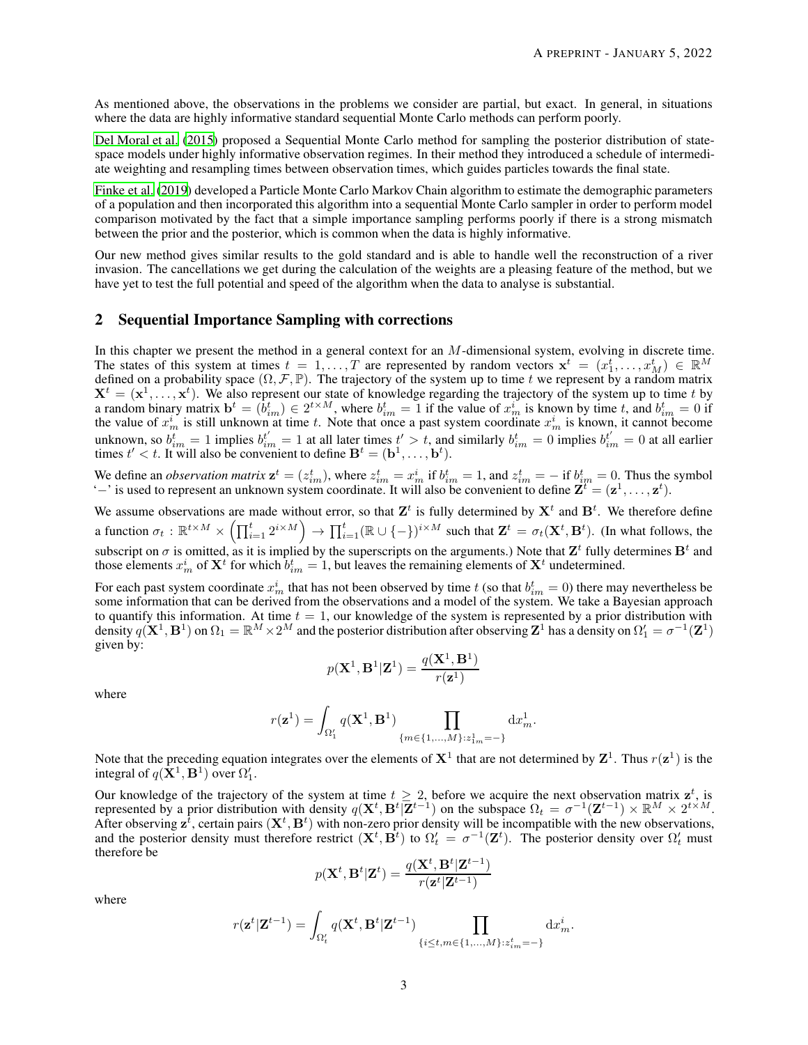As mentioned above, the observations in the problems we consider are partial, but exact. In general, in situations where the data are highly informative standard sequential Monte Carlo methods can perform poorly.

Del Moral et al. (2015) proposed a Sequential Monte Carlo method for sampling the posterior distribution of state-space models under highly informative observation regimes. In their method they introduced a schedule of intermediate weighting and resampling times between observation times, which guides particles towards the final state.

Finke et al. (2019) developed a Particle Monte Carlo Markov Chain algorithm to estimate the demographic parameters of a population and then incorporated this algorithm into a sequential Monte Carlo sampler in order to perform model comparison motivated by the fact that a simple importance sampling performs poorly if there is a strong mismatch between the prior and the posterior, which is common when the data is highly informative.

Our new method gives similar results to the gold standard and is able to handle well the reconstruction of a river invasion. The cancellations we get during the calculation of the weights are a pleasing feature of the method, but we have yet to test the full potential and speed of the algorithm when the data to analyse is substantial.

## 2 Sequential Importance Sampling with corrections

In this chapter we present the method in a general context for an $M$-dimensional system, evolving in discrete time. The states of this system at times $t = 1, \ldots, T$ are represented by random vectors $\mathbf{x}^t = (x_1^t, \ldots, x_M^t) \in \mathbb{R}^M$ defined on a probability space $(\Omega, \mathcal{F}, \mathbb{P})$. The trajectory of the system up to time $t$ we represent by a random matrix $\mathbf{X}^t = (\mathbf{x}^1, \ldots, \mathbf{x}^t)$. We also represent our state of knowledge regarding the trajectory of the system up to time $t$ by a random binary matrix $\mathbf{b}^t = (b_{im}^t) \in 2^{t \times M}$, where $b_{im}^t = 1$ if the value of $x_m^i$ is known by time $t$, and $b_{im}^t = 0$ if the value of $x_m^i$ is still unknown at time $t$. Note that once a past system coordinate $x_m^i$ is known, it cannot become unknown, so $b_{im}^t = 1$ implies $b_{im}^{t'} = 1$ at all later times $t' > t$, and similarly $b_{im}^t = 0$ implies $b_{im}^{t'} = 0$ at all earlier times $t' < t$. It will also be convenient to define $\mathbf{B}^t = (\mathbf{b}^1, \ldots, \mathbf{b}^t)$.

We define an *observation matrix* $\mathbf{z}^t = (z_{im}^t)$, where $z_{im}^t = x_m^i$ if $b_{im}^t = 1$, and $z_{im}^t = -$ if $b_{im}^t = 0$. Thus the symbol '$-$' is used to represent an unknown system coordinate. It will also be convenient to define $\mathbf{Z}^t = (\mathbf{z}^1, \ldots, \mathbf{z}^t)$.

We assume observations are made without error, so that $\mathbf{Z}^t$ is fully determined by $\mathbf{X}^t$ and $\mathbf{B}^t$. We therefore define a function $\sigma_t : \mathbb{R}^{t \times M} \times \left(\prod_{i=1}^t 2^{i \times M}\right) \to \prod_{i=1}^t (\mathbb{R} \cup \{-\})^{i \times M}$ such that $\mathbf{Z}^t = \sigma_t(\mathbf{X}^t, \mathbf{B}^t)$. (In what follows, the subscript on $\sigma$ is omitted, as it is implied by the superscripts on the arguments.) Note that $\mathbf{Z}^t$ fully determines $\mathbf{B}^t$ and those elements $x_m^i$ of $\mathbf{X}^t$ for which $b_{im}^t = 1$, but leaves the remaining elements of $\mathbf{X}^t$ undetermined.

For each past system coordinate $x_m^i$ that has not been observed by time $t$ (so that $b_{im}^t = 0$) there may nevertheless be some information that can be derived from the observations and a model of the system. We take a Bayesian approach to quantify this information. At time $t = 1$, our knowledge of the system is represented by a prior distribution with density $q(\mathbf{X}^1, \mathbf{B}^1)$ on $\Omega_1 = \mathbb{R}^M \times 2^M$ and the posterior distribution after observing $\mathbf{Z}^1$ has a density on $\Omega_1' = \sigma^{-1}(\mathbf{Z}^1)$ given by:

$$p(\mathbf{X}^1, \mathbf{B}^1 | \mathbf{Z}^1) = \frac{q(\mathbf{X}^1, \mathbf{B}^1)}{r(\mathbf{z}^1)}$$

where

$$r(\mathbf{z}^1) = \int_{\Omega_1'} q(\mathbf{X}^1, \mathbf{B}^1) \prod_{\{m \in \{1, \ldots, M\} : z_{1m}^1 = -\}} \mathrm{d}x_m^1.$$

Note that the preceding equation integrates over the elements of $\mathbf{X}^1$ that are not determined by $\mathbf{Z}^1$. Thus $r(\mathbf{z}^1)$ is the integral of $q(\mathbf{X}^1, \mathbf{B}^1)$ over $\Omega_1'$.

Our knowledge of the trajectory of the system at time $t \geq 2$, before we acquire the next observation matrix $\mathbf{z}^t$, is represented by a prior distribution with density $q(\mathbf{X}^t, \mathbf{B}^t | \mathbf{Z}^{t-1})$ on the subspace $\Omega_t = \sigma^{-1}(\mathbf{Z}^{t-1}) \times \mathbb{R}^M \times 2^{t \times M}$. After observing $\mathbf{z}^t$, certain pairs $(\mathbf{X}^t, \mathbf{B}^t)$ with non-zero prior density will be incompatible with the new observations, and the posterior density must therefore restrict $(\mathbf{X}^t, \mathbf{B}^t)$ to $\Omega_t' = \sigma^{-1}(\mathbf{Z}^t)$. The posterior density over $\Omega_t'$ must therefore be

$$p(\mathbf{X}^t, \mathbf{B}^t | \mathbf{Z}^t) = \frac{q(\mathbf{X}^t, \mathbf{B}^t | \mathbf{Z}^{t-1})}{r(\mathbf{z}^t | \mathbf{Z}^{t-1})}$$

where

$$r(\mathbf{z}^t | \mathbf{Z}^{t-1}) = \int_{\Omega_t'} q(\mathbf{X}^t, \mathbf{B}^t | \mathbf{Z}^{t-1}) \prod_{\{i \leq t, m \in \{1, \ldots, M\} : z_{im}^t = -\}} \mathrm{d}x_m^i.$$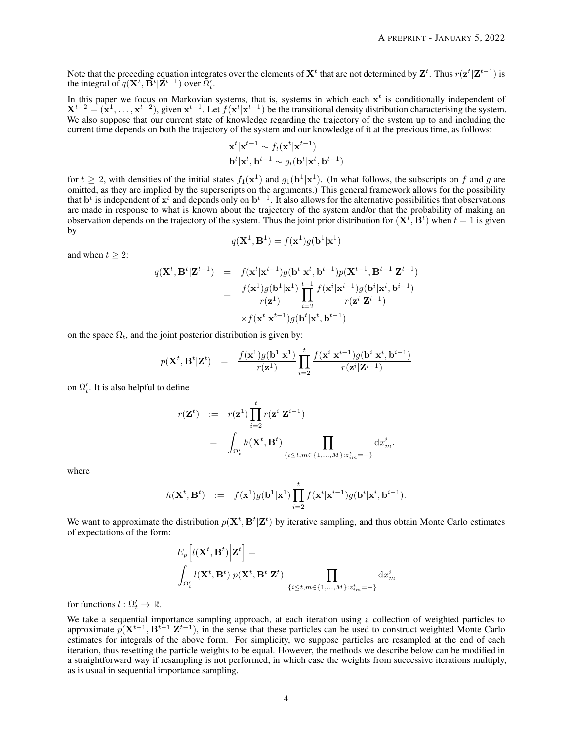Note that the preceding equation integrates over the elements of $\mathbf{X}^t$ that are not determined by $\mathbf{Z}^t$. Thus $r(\mathbf{z}^t|\mathbf{Z}^{t-1})$ is the integral of $q(\mathbf{X}^t, \mathbf{B}^t|\mathbf{Z}^{t-1})$ over $\Omega'_t$.

In this paper we focus on Markovian systems, that is, systems in which each $\mathbf{x}^t$ is conditionally independent of $\mathbf{X}^{t-2} = (\mathbf{x}^1, \ldots, \mathbf{x}^{t-2})$, given $\mathbf{x}^{t-1}$. Let $f(\mathbf{x}^t|\mathbf{x}^{t-1})$ be the transitional density distribution characterising the system. We also suppose that our current state of knowledge regarding the trajectory of the system up to and including the current time depends on both the trajectory of the system and our knowledge of it at the previous time, as follows:

$$
\begin{aligned}
\mathbf{x}^t|\mathbf{x}^{t-1} &\sim f_t(\mathbf{x}^t|\mathbf{x}^{t-1}) \\
\mathbf{b}^t|\mathbf{x}^t, \mathbf{b}^{t-1} &\sim g_t(\mathbf{b}^t|\mathbf{x}^t, \mathbf{b}^{t-1})
\end{aligned}
$$

for $t \geq 2$, with densities of the initial states $f_1(\mathbf{x}^1)$ and $g_1(\mathbf{b}^1|\mathbf{x}^1)$. (In what follows, the subscripts on $f$ and $g$ are omitted, as they are implied by the superscripts on the arguments.) This general framework allows for the possibility that $\mathbf{b}^t$ is independent of $\mathbf{x}^t$ and depends only on $\mathbf{b}^{t-1}$. It also allows for the alternative possibilities that observations are made in response to what is known about the trajectory of the system and/or that the probability of making an observation depends on the trajectory of the system. Thus the joint prior distribution for $(\mathbf{X}^t, \mathbf{B}^t)$ when $t = 1$ is given by

$$
q(\mathbf{X}^1, \mathbf{B}^1) = f(\mathbf{x}^1)g(\mathbf{b}^1|\mathbf{x}^1)
$$

and when $t \geq 2$:

$$
\begin{aligned}
q(\mathbf{X}^t, \mathbf{B}^t|\mathbf{Z}^{t-1}) &= f(\mathbf{x}^t|\mathbf{x}^{t-1})g(\mathbf{b}^t|\mathbf{x}^t, \mathbf{b}^{t-1})p(\mathbf{X}^{t-1}, \mathbf{B}^{t-1}|\mathbf{Z}^{t-1}) \\
&= \frac{f(\mathbf{x}^1)g(\mathbf{b}^1|\mathbf{x}^1)}{r(\mathbf{z}^1)} \prod_{i=2}^{t-1} \frac{f(\mathbf{x}^i|\mathbf{x}^{i-1})g(\mathbf{b}^i|\mathbf{x}^i, \mathbf{b}^{i-1})}{r(\mathbf{z}^i|\mathbf{Z}^{i-1})} \\
&\quad \times f(\mathbf{x}^t|\mathbf{x}^{t-1})g(\mathbf{b}^t|\mathbf{x}^t, \mathbf{b}^{t-1})
\end{aligned}
$$

on the space $\Omega_t$, and the joint posterior distribution is given by:

$$
p(\mathbf{X}^t, \mathbf{B}^t|\mathbf{Z}^t) = \frac{f(\mathbf{x}^1)g(\mathbf{b}^1|\mathbf{x}^1)}{r(\mathbf{z}^1)} \prod_{i=2}^{t} \frac{f(\mathbf{x}^i|\mathbf{x}^{i-1})g(\mathbf{b}^i|\mathbf{x}^i, \mathbf{b}^{i-1})}{r(\mathbf{z}^i|\mathbf{Z}^{i-1})}
$$

on $\Omega'_t$. It is also helpful to define

$$
\begin{aligned}
r(\mathbf{Z}^t) &:= r(\mathbf{z}^1) \prod_{i=2}^{t} r(\mathbf{z}^i|\mathbf{Z}^{i-1}) \\
&= \int_{\Omega'_t} h(\mathbf{X}^t, \mathbf{B}^t) \prod_{\{i \leq t, m \in \{1,\ldots,M\}: z^t_{im} = -\}} \mathrm{d}x^i_m.
\end{aligned}
$$

where

$$
h(\mathbf{X}^t, \mathbf{B}^t) := f(\mathbf{x}^1)g(\mathbf{b}^1|\mathbf{x}^1) \prod_{i=2}^{t} f(\mathbf{x}^i|\mathbf{x}^{i-1})g(\mathbf{b}^i|\mathbf{x}^i, \mathbf{b}^{i-1}).
$$

We want to approximate the distribution $p(\mathbf{X}^t, \mathbf{B}^t|\mathbf{Z}^t)$ by iterative sampling, and thus obtain Monte Carlo estimates of expectations of the form:

$$
\begin{aligned}
&E_p\Big[l(\mathbf{X}^t, \mathbf{B}^t)\Big|\mathbf{Z}^t\Big] = \\
&\int_{\Omega'_t} l(\mathbf{X}^t, \mathbf{B}^t)\; p(\mathbf{X}^t, \mathbf{B}^t|\mathbf{Z}^t) \prod_{\{i \leq t, m \in \{1,\ldots,M\}: z^t_{im} = -\}} \mathrm{d}x^i_m
\end{aligned}
$$

for functions $l : \Omega'_t \to \mathbb{R}$.

We take a sequential importance sampling approach, at each iteration using a collection of weighted particles to approximate $p(\mathbf{X}^{t-1}, \mathbf{B}^{t-1}|\mathbf{Z}^{t-1})$, in the sense that these particles can be used to construct weighted Monte Carlo estimates for integrals of the above form. For simplicity, we suppose particles are resampled at the end of each iteration, thus resetting the particle weights to be equal. However, the methods we describe below can be modified in a straightforward way if resampling is not performed, in which case the weights from successive iterations multiply, as is usual in sequential importance sampling.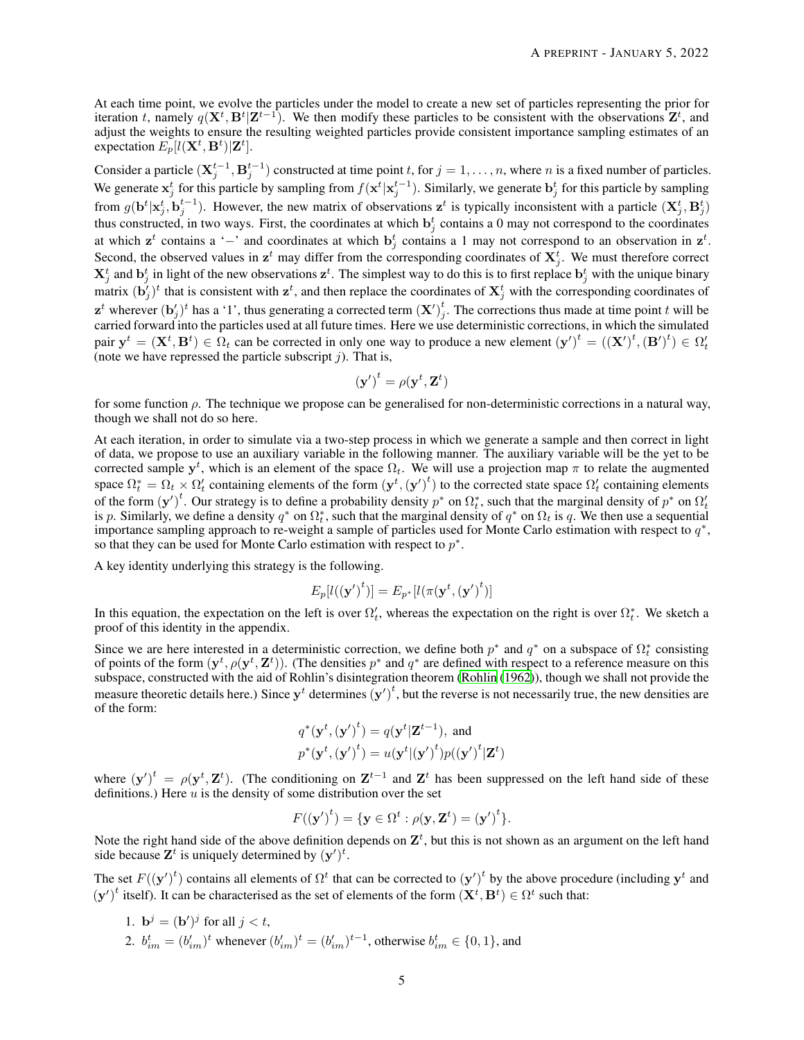At each time point, we evolve the particles under the model to create a new set of particles representing the prior for iteration $t$, namely $q(\mathbf{X}^t, \mathbf{B}^t|\mathbf{Z}^{t-1})$. We then modify these particles to be consistent with the observations $\mathbf{Z}^t$, and adjust the weights to ensure the resulting weighted particles provide consistent importance sampling estimates of an expectation $E_p[l(\mathbf{X}^t, \mathbf{B}^t)|\mathbf{Z}^t]$.

Consider a particle $(\mathbf{X}_j^{t-1}, \mathbf{B}_j^{t-1})$ constructed at time point $t$, for $j = 1, \ldots, n$, where $n$ is a fixed number of particles. We generate $\mathbf{x}_j^t$ for this particle by sampling from $f(\mathbf{x}^t|\mathbf{x}_j^{t-1})$. Similarly, we generate $\mathbf{b}_j^t$ for this particle by sampling from $g(\mathbf{b}^t|\mathbf{x}_j^t, \mathbf{b}_j^{t-1})$. However, the new matrix of observations $\mathbf{z}^t$ is typically inconsistent with a particle $(\mathbf{X}_j^t, \mathbf{B}_j^t)$ thus constructed, in two ways. First, the coordinates at which $\mathbf{b}_j^t$ contains a 0 may not correspond to the coordinates at which $\mathbf{z}^t$ contains a '$-$' and coordinates at which $\mathbf{b}_j^t$ contains a 1 may not correspond to an observation in $\mathbf{z}^t$. Second, the observed values in $\mathbf{z}^t$ may differ from the corresponding coordinates of $\mathbf{X}_j^t$. We must therefore correct $\mathbf{X}_j^t$ and $\mathbf{b}_j^t$ in light of the new observations $\mathbf{z}^t$. The simplest way to do this is to first replace $\mathbf{b}_j^t$ with the unique binary matrix $(\mathbf{b}_j')^t$ that is consistent with $\mathbf{z}^t$, and then replace the coordinates of $\mathbf{X}_j^t$ with the corresponding coordinates of $\mathbf{z}^t$ wherever $(\mathbf{b}_j')^t$ has a '1', thus generating a corrected term $(\mathbf{X}')_j^t$. The corrections thus made at time point $t$ will be carried forward into the particles used at all future times. Here we use deterministic corrections, in which the simulated pair $\mathbf{y}^t = (\mathbf{X}^t, \mathbf{B}^t) \in \Omega_t$ can be corrected in only one way to produce a new element $(\mathbf{y}')^t = ((\mathbf{X}')^t, (\mathbf{B}')^t) \in \Omega_t'$ (note we have repressed the particle subscript $j$). That is,

$$
(\mathbf{y}')^t = \rho(\mathbf{y}^t, \mathbf{Z}^t)
$$

for some function $\rho$. The technique we propose can be generalised for non-deterministic corrections in a natural way, though we shall not do so here.

At each iteration, in order to simulate via a two-step process in which we generate a sample and then correct in light of data, we propose to use an auxiliary variable in the following manner. The auxiliary variable will be the yet to be corrected sample $\mathbf{y}^t$, which is an element of the space $\Omega_t$. We will use a projection map $\pi$ to relate the augmented space $\Omega_t^* = \Omega_t \times \Omega_t'$ containing elements of the form $(\mathbf{y}^t, (\mathbf{y}')^t)$ to the corrected state space $\Omega_t'$ containing elements of the form $(\mathbf{y}')^t$. Our strategy is to define a probability density $p^*$ on $\Omega_t^*$, such that the marginal density of $p^*$ on $\Omega_t'$ is $p$. Similarly, we define a density $q^*$ on $\Omega_t^*$, such that the marginal density of $q^*$ on $\Omega_t$ is $q$. We then use a sequential importance sampling approach to re-weight a sample of particles used for Monte Carlo estimation with respect to $q^*$, so that they can be used for Monte Carlo estimation with respect to $p^*$.

A key identity underlying this strategy is the following.

$$
E_p[l((\mathbf{y}')^t)] = E_{p^*}[l(\pi(\mathbf{y}^t, (\mathbf{y}')^t)]
$$

In this equation, the expectation on the left is over $\Omega_t'$, whereas the expectation on the right is over $\Omega_t^*$. We sketch a proof of this identity in the appendix.

Since we are here interested in a deterministic correction, we define both $p^*$ and $q^*$ on a subspace of $\Omega_t^*$ consisting of points of the form $(\mathbf{y}^t, \rho(\mathbf{y}^t, \mathbf{Z}^t))$. (The densities $p^*$ and $q^*$ are defined with respect to a reference measure on this subspace, constructed with the aid of Rohlin's disintegration theorem (Rohlin (1962)), though we shall not provide the measure theoretic details here.) Since $\mathbf{y}^t$ determines $(\mathbf{y}')^t$, but the reverse is not necessarily true, the new densities are of the form:

$$
q^*(\mathbf{y}^t, (\mathbf{y}')^t) = q(\mathbf{y}^t|\mathbf{Z}^{t-1}), \text{ and}
$$
$$
p^*(\mathbf{y}^t, (\mathbf{y}')^t) = u(\mathbf{y}^t|(\mathbf{y}')^t)p((\mathbf{y}')^t|\mathbf{Z}^t)
$$

where $(\mathbf{y}')^t = \rho(\mathbf{y}^t, \mathbf{Z}^t)$. (The conditioning on $\mathbf{Z}^{t-1}$ and $\mathbf{Z}^t$ has been suppressed on the left hand side of these definitions.) Here $u$ is the density of some distribution over the set

$$
F((\mathbf{y}')^t) = \{\mathbf{y} \in \Omega^t : \rho(\mathbf{y}, \mathbf{Z}^t) = (\mathbf{y}')^t\}.
$$

Note the right hand side of the above definition depends on $\mathbf{Z}^t$, but this is not shown as an argument on the left hand side because $\mathbf{Z}^t$ is uniquely determined by $(\mathbf{y}')^t$.

The set $F((\mathbf{y}')^t)$ contains all elements of $\Omega^t$ that can be corrected to $(\mathbf{y}')^t$ by the above procedure (including $\mathbf{y}^t$ and $(\mathbf{y}')^t$ itself). It can be characterised as the set of elements of the form $(\mathbf{X}^t, \mathbf{B}^t) \in \Omega^t$ such that:

1. $\mathbf{b}^j = (\mathbf{b}')^j$ for all $j < t$,
2. $b_{im}^t = (b_{im}')^t$ whenever $(b_{im}')^t = (b_{im}')^{t-1}$, otherwise $b_{im}^t \in \{0, 1\}$, and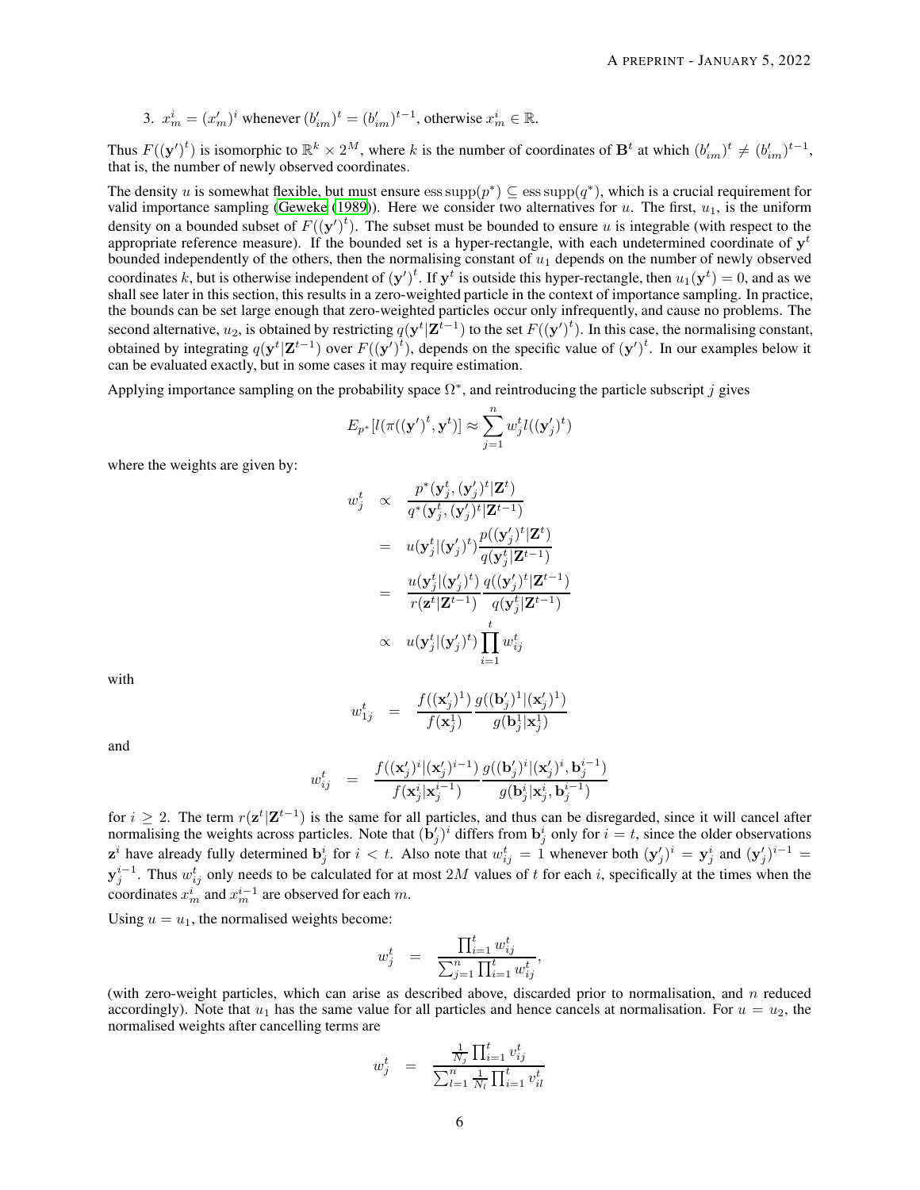3. $x_m^i = (x_m')^i$ whenever $(b_{im}')^t = (b_{im}')^{t-1}$, otherwise $x_m^i \in \mathbb{R}$.

Thus $F((\mathbf{y}')^t)$ is isomorphic to $\mathbb{R}^k \times 2^M$, where $k$ is the number of coordinates of $\mathbf{B}^t$ at which $(b_{im}')^t \neq (b_{im}')^{t-1}$, that is, the number of newly observed coordinates.

The density $u$ is somewhat flexible, but must ensure $\operatorname{ess\,supp}(p^*) \subseteq \operatorname{ess\,supp}(q^*)$, which is a crucial requirement for valid importance sampling (Geweke (1989)). Here we consider two alternatives for $u$. The first, $u_1$, is the uniform density on a bounded subset of $F((\mathbf{y}')^t)$. The subset must be bounded to ensure $u$ is integrable (with respect to the appropriate reference measure). If the bounded set is a hyper-rectangle, with each undetermined coordinate of $\mathbf{y}^t$ bounded independently of the others, then the normalising constant of $u_1$ depends on the number of newly observed coordinates $k$, but is otherwise independent of $(\mathbf{y}')^t$. If $\mathbf{y}^t$ is outside this hyper-rectangle, then $u_1(\mathbf{y}^t) = 0$, and as we shall see later in this section, this results in a zero-weighted particle in the context of importance sampling. In practice, the bounds can be set large enough that zero-weighted particles occur only infrequently, and cause no problems. The second alternative, $u_2$, is obtained by restricting $q(\mathbf{y}^t|\mathbf{Z}^{t-1})$ to the set $F((\mathbf{y}')^t)$. In this case, the normalising constant, obtained by integrating $q(\mathbf{y}^t|\mathbf{Z}^{t-1})$ over $F((\mathbf{y}')^t)$, depends on the specific value of $(\mathbf{y}')^t$. In our examples below it can be evaluated exactly, but in some cases it may require estimation.

Applying importance sampling on the probability space $\Omega^*$, and reintroducing the particle subscript $j$ gives

$$E_{p^*}[l(\pi((\mathbf{y}')^t, \mathbf{y}^t)] \approx \sum_{j=1}^n w_j^t l((\mathbf{y}_j')^t)$$

where the weights are given by:

$$\begin{aligned}
w_j^t &\propto \frac{p^*(\mathbf{y}_j^t, (\mathbf{y}_j')^t|\mathbf{Z}^t)}{q^*(\mathbf{y}_j^t, (\mathbf{y}_j')^t|\mathbf{Z}^{t-1})} \\
&= u(\mathbf{y}_j^t|(\mathbf{y}_j')^t)\frac{p((\mathbf{y}_j')^t|\mathbf{Z}^t)}{q(\mathbf{y}_j^t|\mathbf{Z}^{t-1})} \\
&= \frac{u(\mathbf{y}_j^t|(\mathbf{y}_j')^t)}{r(\mathbf{z}^t|\mathbf{Z}^{t-1})}\frac{q((\mathbf{y}_j')^t|\mathbf{Z}^{t-1})}{q(\mathbf{y}_j^t|\mathbf{Z}^{t-1})} \\
&\propto u(\mathbf{y}_j^t|(\mathbf{y}_j')^t)\prod_{i=1}^t w_{ij}^t
\end{aligned}$$

with

$$w_{1j}^t = \frac{f((\mathbf{x}_j')^1)}{f(\mathbf{x}_j^1)}\frac{g((\mathbf{b}_j')^1|(\mathbf{x}_j')^1)}{g(\mathbf{b}_j^1|\mathbf{x}_j^1)}$$

and

$$w_{ij}^t = \frac{f((\mathbf{x}_j')^i|(\mathbf{x}_j')^{i-1})}{f(\mathbf{x}_j^i|\mathbf{x}_j^{i-1})}\frac{g((\mathbf{b}_j')^i|(\mathbf{x}_j')^i, \mathbf{b}_j^{i-1})}{g(\mathbf{b}_j^i|\mathbf{x}_j^i, \mathbf{b}_j^{i-1})}$$

for $i \geq 2$. The term $r(\mathbf{z}^t|\mathbf{Z}^{t-1})$ is the same for all particles, and thus can be disregarded, since it will cancel after normalising the weights across particles. Note that $(\mathbf{b}_j')^i$ differs from $\mathbf{b}_j^i$ only for $i = t$, since the older observations $\mathbf{z}^i$ have already fully determined $\mathbf{b}_j^i$ for $i < t$. Also note that $w_{ij}^t = 1$ whenever both $(\mathbf{y}_j')^i = \mathbf{y}_j^i$ and $(\mathbf{y}_j')^{i-1} = \mathbf{y}_j^{i-1}$. Thus $w_{ij}^t$ only needs to be calculated for at most $2M$ values of $t$ for each $i$, specifically at the times when the coordinates $x_m^i$ and $x_m^{i-1}$ are observed for each $m$.

Using $u = u_1$, the normalised weights become:

$$w_j^t = \frac{\prod_{i=1}^t w_{ij}^t}{\sum_{j=1}^n \prod_{i=1}^t w_{ij}^t},$$

(with zero-weight particles, which can arise as described above, discarded prior to normalisation, and $n$ reduced accordingly). Note that $u_1$ has the same value for all particles and hence cancels at normalisation. For $u = u_2$, the normalised weights after cancelling terms are

$$w_j^t = \frac{\frac{1}{N_j}\prod_{i=1}^t v_{ij}^t}{\sum_{l=1}^n \frac{1}{N_l}\prod_{i=1}^t v_{il}^t}$$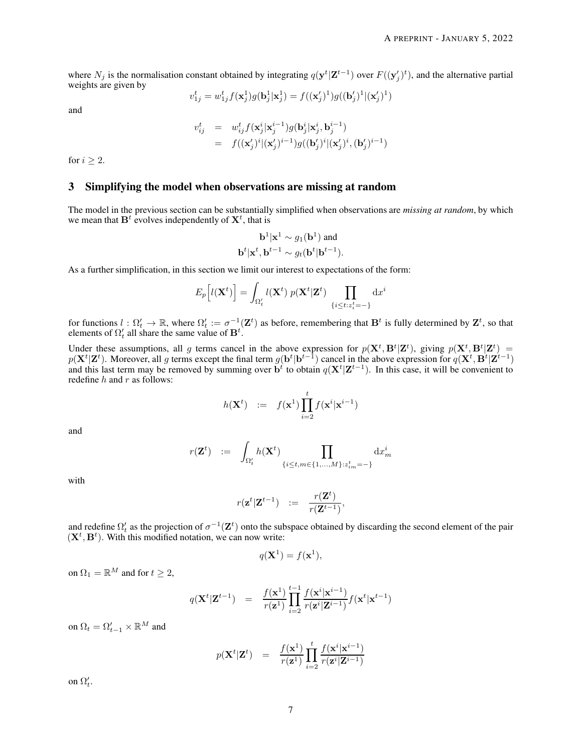where $N_j$ is the normalisation constant obtained by integrating $q(\mathbf{y}^t|\mathbf{Z}^{t-1})$ over $F((\mathbf{y}'_j)^t)$, and the alternative partial weights are given by

$$v_{1j}^t = w_{1j}^t f(\mathbf{x}_j^1) g(\mathbf{b}_j^1|\mathbf{x}_j^1) = f((\mathbf{x}'_j)^1) g((\mathbf{b}'_j)^1|(\mathbf{x}'_j)^1)$$

and

$$\begin{aligned} v_{ij}^t &= w_{ij}^t f(\mathbf{x}_j^i|\mathbf{x}_j^{i-1}) g(\mathbf{b}_j^i|\mathbf{x}_j^i, \mathbf{b}_j^{i-1}) \\ &= f((\mathbf{x}'_j)^i|(\mathbf{x}'_j)^{i-1}) g((\mathbf{b}'_j)^i|(\mathbf{x}'_j)^i, (\mathbf{b}'_j)^{i-1}) \end{aligned}$$

for $i \geq 2$.

## 3 Simplifying the model when observations are missing at random

The model in the previous section can be substantially simplified when observations are *missing at random*, by which we mean that $\mathbf{B}^t$ evolves independently of $\mathbf{X}^t$, that is

$$\mathbf{b}^1|\mathbf{x}^1 \sim g_1(\mathbf{b}^1) \text{ and}$$
$$\mathbf{b}^t|\mathbf{x}^t, \mathbf{b}^{t-1} \sim g_t(\mathbf{b}^t|\mathbf{b}^{t-1}).$$

As a further simplification, in this section we limit our interest to expectations of the form:

$$E_p\Big[l(\mathbf{X}^t)\Big] = \int_{\Omega'_t} l(\mathbf{X}^t)\, p(\mathbf{X}^t|\mathbf{Z}^t) \prod_{\{i \leq t : z_i^t = -\}} \mathrm{d}x^i$$

for functions $l : \Omega'_t \to \mathbb{R}$, where $\Omega'_t := \sigma^{-1}(\mathbf{Z}^t)$ as before, remembering that $\mathbf{B}^t$ is fully determined by $\mathbf{Z}^t$, so that elements of $\Omega'_t$ all share the same value of $\mathbf{B}^t$.

Under these assumptions, all $g$ terms cancel in the above expression for $p(\mathbf{X}^t, \mathbf{B}^t|\mathbf{Z}^t)$, giving $p(\mathbf{X}^t, \mathbf{B}^t|\mathbf{Z}^t) = p(\mathbf{X}^t|\mathbf{Z}^t)$. Moreover, all $g$ terms except the final term $g(\mathbf{b}^t|\mathbf{b}^{t-1})$ cancel in the above expression for $q(\mathbf{X}^t, \mathbf{B}^t|\mathbf{Z}^{t-1})$ and this last term may be removed by summing over $\mathbf{b}^t$ to obtain $q(\mathbf{X}^t|\mathbf{Z}^{t-1})$. In this case, it will be convenient to redefine $h$ and $r$ as follows:

$$h(\mathbf{X}^t) \quad := \quad f(\mathbf{x}^1) \prod_{i=2}^{t} f(\mathbf{x}^i|\mathbf{x}^{i-1})$$

and

$$r(\mathbf{Z}^t) \quad := \quad \int_{\Omega'_t} h(\mathbf{X}^t) \prod_{\{i \leq t, m \in \{1,\ldots,M\} : z_{im}^t = -\}} \mathrm{d}x_m^i$$

with

$$r(\mathbf{z}^t|\mathbf{Z}^{t-1}) \quad := \quad \frac{r(\mathbf{Z}^t)}{r(\mathbf{Z}^{t-1})},$$

and redefine $\Omega'_t$ as the projection of $\sigma^{-1}(\mathbf{Z}^t)$ onto the subspace obtained by discarding the second element of the pair $(\mathbf{X}^t, \mathbf{B}^t)$. With this modified notation, we can now write:

$$q(\mathbf{X}^1) = f(\mathbf{x}^1),$$

on $\Omega_1 = \mathbb{R}^M$ and for $t \geq 2$,

$$q(\mathbf{X}^t|\mathbf{Z}^{t-1}) \quad = \quad \frac{f(\mathbf{x}^1)}{r(\mathbf{z}^1)} \prod_{i=2}^{t-1} \frac{f(\mathbf{x}^i|\mathbf{x}^{i-1})}{r(\mathbf{z}^i|\mathbf{Z}^{i-1})} f(\mathbf{x}^t|\mathbf{x}^{t-1})$$

on $\Omega_t = \Omega'_{t-1} \times \mathbb{R}^M$ and

$$p(\mathbf{X}^t|\mathbf{Z}^t) \quad = \quad \frac{f(\mathbf{x}^1)}{r(\mathbf{z}^1)} \prod_{i=2}^{t} \frac{f(\mathbf{x}^i|\mathbf{x}^{i-1})}{r(\mathbf{z}^i|\mathbf{Z}^{i-1})}$$

on $\Omega'_t$.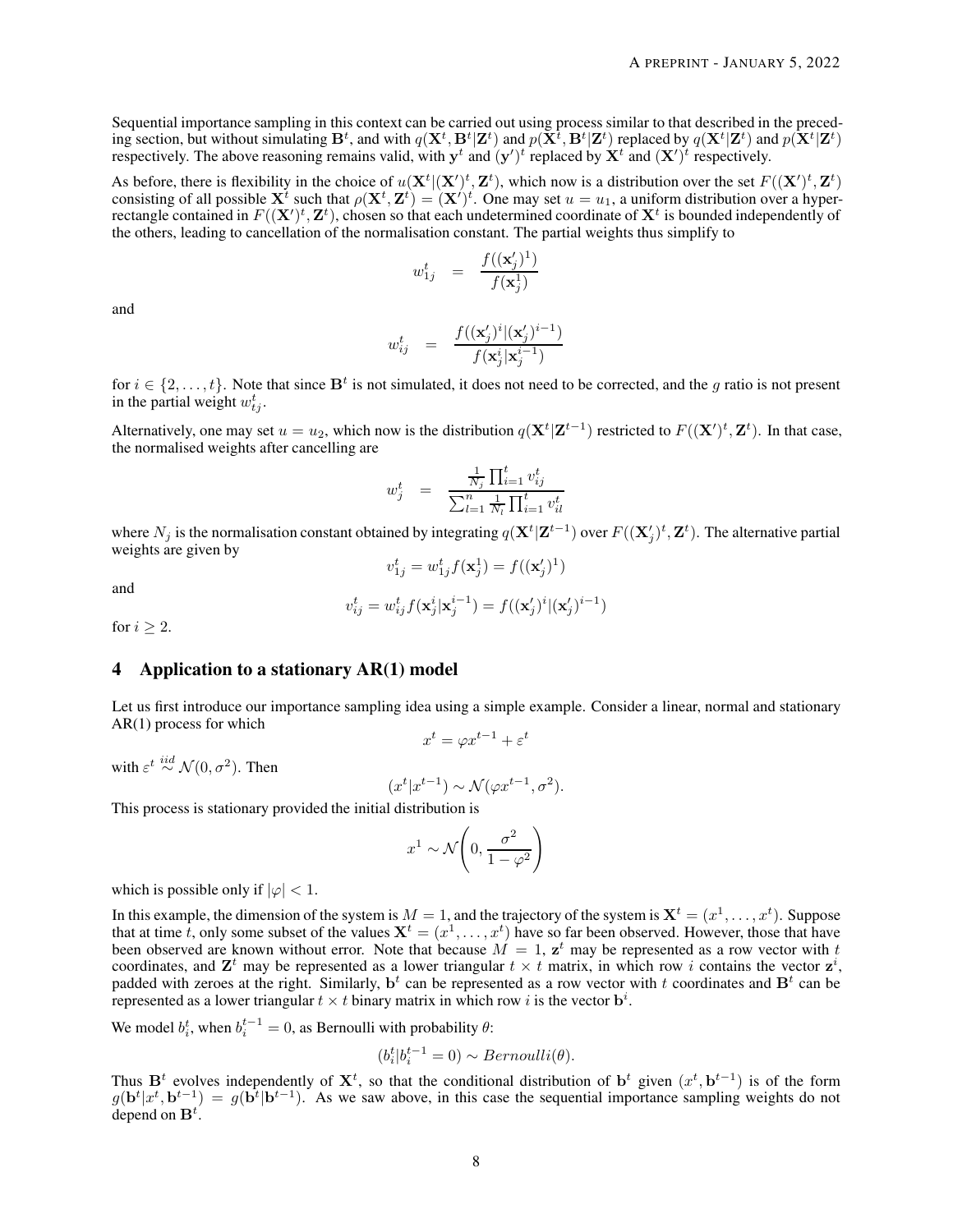Sequential importance sampling in this context can be carried out using process similar to that described in the preceding section, but without simulating $\mathbf{B}^t$, and with $q(\mathbf{X}^t, \mathbf{B}^t|\mathbf{Z}^t)$ and $p(\mathbf{X}^t, \mathbf{B}^t|\mathbf{Z}^t)$ replaced by $q(\mathbf{X}^t|\mathbf{Z}^t)$ and $p(\mathbf{X}^t|\mathbf{Z}^t)$ respectively. The above reasoning remains valid, with $\mathbf{y}^t$ and $(\mathbf{y}')^t$ replaced by $\mathbf{X}^t$ and $(\mathbf{X}')^t$ respectively.

As before, there is flexibility in the choice of $u(\mathbf{X}^t|(\mathbf{X}')^t, \mathbf{Z}^t)$, which now is a distribution over the set $F((\mathbf{X}')^t, \mathbf{Z}^t)$ consisting of all possible $\mathbf{X}^t$ such that $\rho(\mathbf{X}^t, \mathbf{Z}^t) = (\mathbf{X}')^t$. One may set $u = u_1$, a uniform distribution over a hyperrectangle contained in $F((\mathbf{X}')^t, \mathbf{Z}^t)$, chosen so that each undetermined coordinate of $\mathbf{X}^t$ is bounded independently of the others, leading to cancellation of the normalisation constant. The partial weights thus simplify to

$$w_{1j}^t = \frac{f((\mathbf{x}_j')^1)}{f(\mathbf{x}_j^1)}$$

and

$$w_{ij}^t = \frac{f((\mathbf{x}_j')^i|(\mathbf{x}_j')^{i-1})}{f(\mathbf{x}_j^i|\mathbf{x}_j^{i-1})}$$

for $i \in \{2, \ldots, t\}$. Note that since $\mathbf{B}^t$ is not simulated, it does not need to be corrected, and the $g$ ratio is not present in the partial weight $w_{tj}^t$.

Alternatively, one may set $u = u_2$, which now is the distribution $q(\mathbf{X}^t|\mathbf{Z}^{t-1})$ restricted to $F((\mathbf{X}')^t, \mathbf{Z}^t)$. In that case, the normalised weights after cancelling are

$$w_j^t = \frac{\frac{1}{N_j}\prod_{i=1}^t v_{ij}^t}{\sum_{l=1}^n \frac{1}{N_l}\prod_{i=1}^t v_{il}^t}$$

where $N_j$ is the normalisation constant obtained by integrating $q(\mathbf{X}^t|\mathbf{Z}^{t-1})$ over $F((\mathbf{X}_j')^t, \mathbf{Z}^t)$. The alternative partial weights are given by

$$v_{1j}^t = w_{1j}^t f(\mathbf{x}_j^1) = f((\mathbf{x}_j')^1)$$

and

$$v_{ij}^t = w_{ij}^t f(\mathbf{x}_j^i|\mathbf{x}_j^{i-1}) = f((\mathbf{x}_j')^i|(\mathbf{x}_j')^{i-1})$$

for $i \geq 2$.

## 4 Application to a stationary AR(1) model

Let us first introduce our importance sampling idea using a simple example. Consider a linear, normal and stationary AR(1) process for which

$$x^t = \varphi x^{t-1} + \varepsilon^t$$

with $\varepsilon^t \overset{iid}{\sim} \mathcal{N}(0, \sigma^2)$. Then

$$(x^t|x^{t-1}) \sim \mathcal{N}(\varphi x^{t-1}, \sigma^2).$$

This process is stationary provided the initial distribution is

$$x^1 \sim \mathcal{N}\left(0, \frac{\sigma^2}{1-\varphi^2}\right)$$

which is possible only if $|\varphi| < 1$.

In this example, the dimension of the system is $M = 1$, and the trajectory of the system is $\mathbf{X}^t = (x^1, \ldots, x^t)$. Suppose that at time $t$, only some subset of the values $\mathbf{X}^t = (x^1, \ldots, x^t)$ have so far been observed. However, those that have been observed are known without error. Note that because $M = 1$, $\mathbf{z}^t$ may be represented as a row vector with $t$ coordinates, and $\mathbf{Z}^t$ may be represented as a lower triangular $t \times t$ matrix, in which row $i$ contains the vector $\mathbf{z}^i$, padded with zeroes at the right. Similarly, $\mathbf{b}^t$ can be represented as a row vector with $t$ coordinates and $\mathbf{B}^t$ can be represented as a lower triangular $t \times t$ binary matrix in which row $i$ is the vector $\mathbf{b}^i$.

We model $b_i^t$, when $b_i^{t-1} = 0$, as Bernoulli with probability $\theta$:

$$(b_i^t|b_i^{t-1} = 0) \sim Bernoulli(\theta).$$

Thus $\mathbf{B}^t$ evolves independently of $\mathbf{X}^t$, so that the conditional distribution of $\mathbf{b}^t$ given $(x^t, \mathbf{b}^{t-1})$ is of the form $g(\mathbf{b}^t|x^t, \mathbf{b}^{t-1}) = g(\mathbf{b}^t|\mathbf{b}^{t-1})$. As we saw above, in this case the sequential importance sampling weights do not depend on $\mathbf{B}^t$.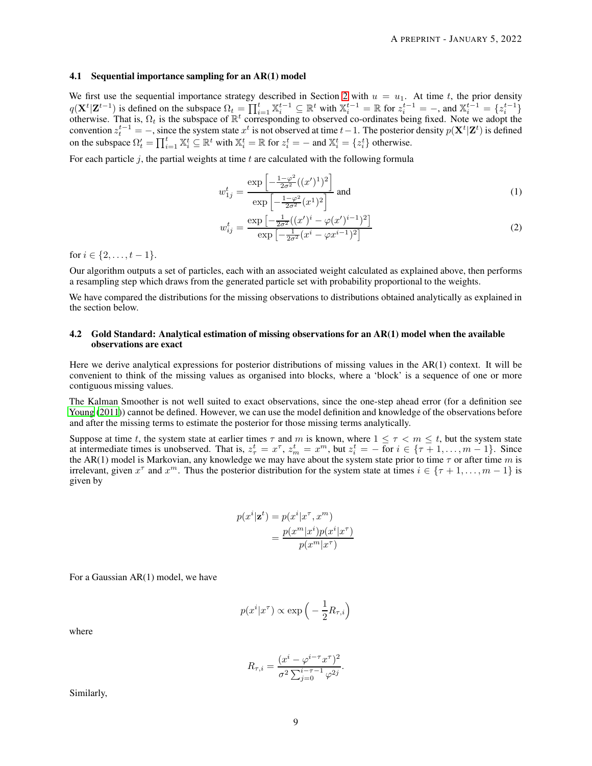### 4.1 Sequential importance sampling for an AR(1) model

We first use the sequential importance strategy described in Section 2 with $u = u_1$. At time $t$, the prior density $q(\mathbf{X}^t|\mathbf{Z}^{t-1})$ is defined on the subspace $\Omega_t = \prod_{i=1}^{t} \mathbb{X}_i^{t-1} \subseteq \mathbb{R}^t$ with $\mathbb{X}_i^{t-1} = \mathbb{R}$ for $z_i^{t-1} = -$, and $\mathbb{X}_i^{t-1} = \{z_i^{t-1}\}$ otherwise. That is, $\Omega_t$ is the subspace of $\mathbb{R}^t$ corresponding to observed co-ordinates being fixed. Note we adopt the convention $z_t^{t-1} = -$, since the system state $x^t$ is not observed at time $t-1$. The posterior density $p(\mathbf{X}^t|\mathbf{Z}^t)$ is defined on the subspace $\Omega_t' = \prod_{i=1}^{t} \mathbb{X}_i^t \subseteq \mathbb{R}^t$ with $\mathbb{X}_i^t = \mathbb{R}$ for $z_i^t = -$ and $\mathbb{X}_i^t = \{z_i^t\}$ otherwise.

For each particle $j$, the partial weights at time $t$ are calculated with the following formula

$$w_{1j}^t = \frac{\exp\left[-\frac{1-\varphi^2}{2\sigma^2}((x')^1)^2\right]}{\exp\left[-\frac{1-\varphi^2}{2\sigma^2}(x^1)^2\right]} \text{ and} \tag{1}$$

$$w_{ij}^t = \frac{\exp\left[-\frac{1}{2\sigma^2}((x')^i - \varphi(x')^{i-1})^2\right]}{\exp\left[-\frac{1}{2\sigma^2}(x^i - \varphi x^{i-1})^2\right]} \tag{2}$$

for $i \in \{2, \ldots, t-1\}$.

Our algorithm outputs a set of particles, each with an associated weight calculated as explained above, then performs a resampling step which draws from the generated particle set with probability proportional to the weights.

We have compared the distributions for the missing observations to distributions obtained analytically as explained in the section below.

### 4.2 Gold Standard: Analytical estimation of missing observations for an AR(1) model when the available observations are exact

Here we derive analytical expressions for posterior distributions of missing values in the AR(1) context. It will be convenient to think of the missing values as organised into blocks, where a 'block' is a sequence of one or more contiguous missing values.

The Kalman Smoother is not well suited to exact observations, since the one-step ahead error (for a definition see Young (2011)) cannot be defined. However, we can use the model definition and knowledge of the observations before and after the missing terms to estimate the posterior for those missing terms analytically.

Suppose at time $t$, the system state at earlier times $\tau$ and $m$ is known, where $1 \leq \tau < m \leq t$, but the system state at intermediate times is unobserved. That is, $z_\tau^t = x^\tau$, $z_m^t = x^m$, but $z_i^t = -$ for $i \in \{\tau+1, \ldots, m-1\}$. Since the AR(1) model is Markovian, any knowledge we may have about the system state prior to time $\tau$ or after time $m$ is irrelevant, given $x^\tau$ and $x^m$. Thus the posterior distribution for the system state at times $i \in \{\tau+1, \ldots, m-1\}$ is given by

$$\begin{aligned} p(x^i|\mathbf{z}^t) &= p(x^i|x^\tau, x^m) \\ &= \frac{p(x^m|x^i)p(x^i|x^\tau)}{p(x^m|x^\tau)} \end{aligned}$$

For a Gaussian AR(1) model, we have

$$p(x^i|x^\tau) \propto \exp\Big(-\frac{1}{2}R_{\tau,i}\Big)$$

where

$$R_{\tau,i} = \frac{(x^i - \varphi^{i-\tau}x^\tau)^2}{\sigma^2 \sum_{j=0}^{i-\tau-1} \varphi^{2j}}.$$

Similarly,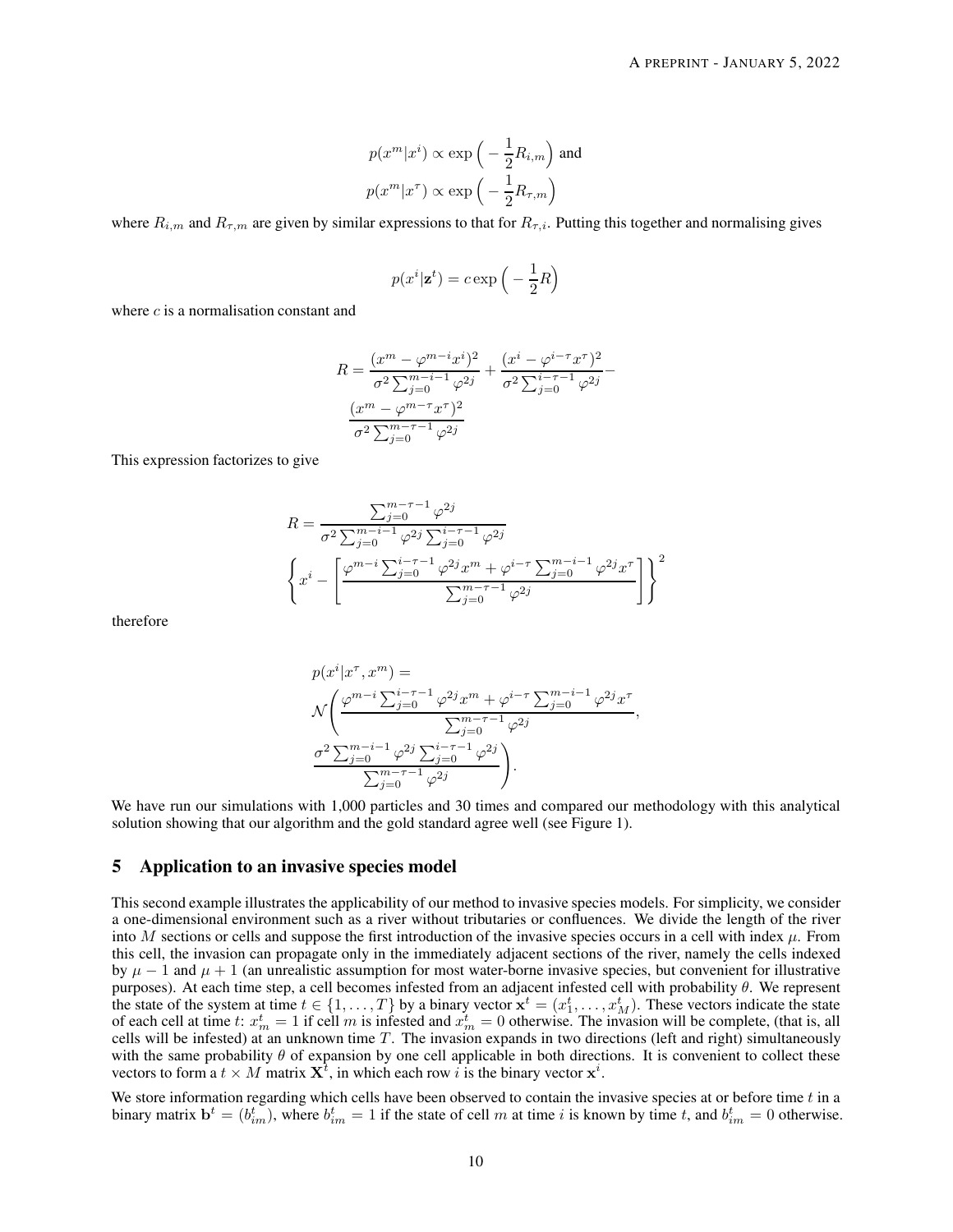$$p(x^m|x^i) \propto \exp\Big(-\frac{1}{2}R_{i,m}\Big) \text{ and}$$
$$p(x^m|x^\tau) \propto \exp\Big(-\frac{1}{2}R_{\tau,m}\Big)$$

where $R_{i,m}$ and $R_{\tau,m}$ are given by similar expressions to that for $R_{\tau,i}$. Putting this together and normalising gives

$$p(x^i|\mathbf{z}^t) = c\exp\Big(-\frac{1}{2}R\Big)$$

where $c$ is a normalisation constant and

$$R = \frac{(x^m - \varphi^{m-i}x^i)^2}{\sigma^2\sum_{j=0}^{m-i-1}\varphi^{2j}} + \frac{(x^i - \varphi^{i-\tau}x^\tau)^2}{\sigma^2\sum_{j=0}^{i-\tau-1}\varphi^{2j}} - \frac{(x^m - \varphi^{m-\tau}x^\tau)^2}{\sigma^2\sum_{j=0}^{m-\tau-1}\varphi^{2j}}$$

This expression factorizes to give

$$R = \frac{\sum_{j=0}^{m-\tau-1}\varphi^{2j}}{\sigma^2\sum_{j=0}^{m-i-1}\varphi^{2j}\sum_{j=0}^{i-\tau-1}\varphi^{2j}} \left\{x^i - \left[\frac{\varphi^{m-i}\sum_{j=0}^{i-\tau-1}\varphi^{2j}x^m + \varphi^{i-\tau}\sum_{j=0}^{m-i-1}\varphi^{2j}x^\tau}{\sum_{j=0}^{m-\tau-1}\varphi^{2j}}\right]\right\}^2$$

therefore

$$p(x^i|x^\tau, x^m) = \mathcal{N}\left(\frac{\varphi^{m-i}\sum_{j=0}^{i-\tau-1}\varphi^{2j}x^m + \varphi^{i-\tau}\sum_{j=0}^{m-i-1}\varphi^{2j}x^\tau}{\sum_{j=0}^{m-\tau-1}\varphi^{2j}}, \frac{\sigma^2\sum_{j=0}^{m-i-1}\varphi^{2j}\sum_{j=0}^{i-\tau-1}\varphi^{2j}}{\sum_{j=0}^{m-\tau-1}\varphi^{2j}}\right).$$

We have run our simulations with 1,000 particles and 30 times and compared our methodology with this analytical solution showing that our algorithm and the gold standard agree well (see Figure 1).

## 5 Application to an invasive species model

This second example illustrates the applicability of our method to invasive species models. For simplicity, we consider a one-dimensional environment such as a river without tributaries or confluences. We divide the length of the river into $M$ sections or cells and suppose the first introduction of the invasive species occurs in a cell with index $\mu$. From this cell, the invasion can propagate only in the immediately adjacent sections of the river, namely the cells indexed by $\mu - 1$ and $\mu + 1$ (an unrealistic assumption for most water-borne invasive species, but convenient for illustrative purposes). At each time step, a cell becomes infested from an adjacent infested cell with probability $\theta$. We represent the state of the system at time $t \in \{1, \dots, T\}$ by a binary vector $\mathbf{x}^t = (x_1^t, \dots, x_M^t)$. These vectors indicate the state of each cell at time $t$: $x_m^t = 1$ if cell $m$ is infested and $x_m^t = 0$ otherwise. The invasion will be complete, (that is, all cells will be infested) at an unknown time $T$. The invasion expands in two directions (left and right) simultaneously with the same probability $\theta$ of expansion by one cell applicable in both directions. It is convenient to collect these vectors to form a $t \times M$ matrix $\mathbf{X}^t$, in which each row $i$ is the binary vector $\mathbf{x}^i$.

We store information regarding which cells have been observed to contain the invasive species at or before time $t$ in a binary matrix $\mathbf{b}^t = (b_{im}^t)$, where $b_{im}^t = 1$ if the state of cell $m$ at time $i$ is known by time $t$, and $b_{im}^t = 0$ otherwise.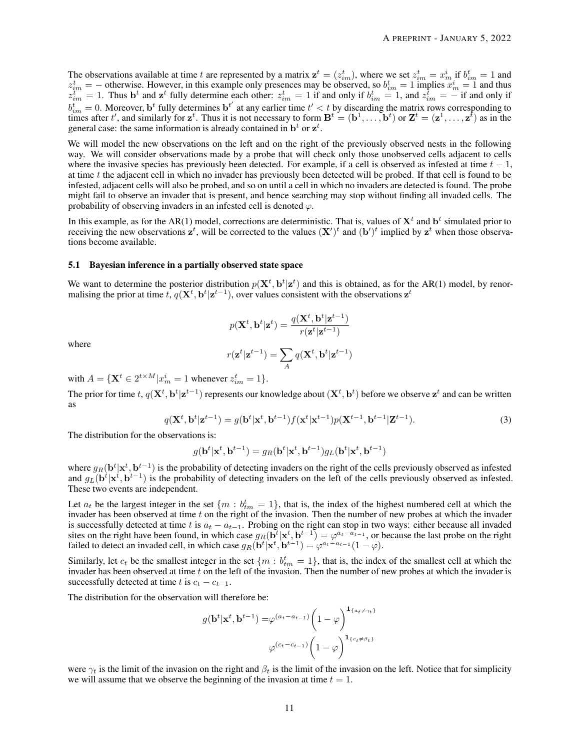The observations available at time $t$ are represented by a matrix $\mathbf{z}^t = (z^t_{im})$, where we set $z^t_{im} = x^i_m$ if $b^t_{im} = 1$ and $z^t_{im} = -$ otherwise. However, in this example only presences may be observed, so $b^t_{im} = 1$ implies $x^i_m = 1$ and thus $z^t_{im} = 1$. Thus $\mathbf{b}^t$ and $\mathbf{z}^t$ fully determine each other: $z^t_{im} = 1$ if and only if $b^t_{im} = 1$, and $z^t_{im} = -$ if and only if $b^t_{im} = 0$. Moreover, $\mathbf{b}^t$ fully determines $\mathbf{b}^{t'}$ at any earlier time $t' < t$ by discarding the matrix rows corresponding to times after $t'$, and similarly for $\mathbf{z}^t$. Thus it is not necessary to form $\mathbf{B}^t = (\mathbf{b}^1, \ldots, \mathbf{b}^t)$ or $\mathbf{Z}^t = (\mathbf{z}^1, \ldots, \mathbf{z}^t)$ as in the general case: the same information is already contained in $\mathbf{b}^t$ or $\mathbf{z}^t$.

We will model the new observations on the left and on the right of the previously observed nests in the following way. We will consider observations made by a probe that will check only those unobserved cells adjacent to cells where the invasive species has previously been detected. For example, if a cell is observed as infested at time $t-1$, at time $t$ the adjacent cell in which no invader has previously been detected will be probed. If that cell is found to be infested, adjacent cells will also be probed, and so on until a cell in which no invaders are detected is found. The probe might fail to observe an invader that is present, and hence searching may stop without finding all invaded cells. The probability of observing invaders in an infested cell is denoted $\varphi$.

In this example, as for the AR(1) model, corrections are deterministic. That is, values of $\mathbf{X}^t$ and $\mathbf{b}^t$ simulated prior to receiving the new observations $\mathbf{z}^t$, will be corrected to the values $(\mathbf{X}')^t$ and $(\mathbf{b}')^t$ implied by $\mathbf{z}^t$ when those observations become available.

### 5.1 Bayesian inference in a partially observed state space

We want to determine the posterior distribution $p(\mathbf{X}^t, \mathbf{b}^t|\mathbf{z}^t)$ and this is obtained, as for the AR(1) model, by renormalising the prior at time $t$, $q(\mathbf{X}^t, \mathbf{b}^t|\mathbf{z}^{t-1})$, over values consistent with the observations $\mathbf{z}^t$

$$p(\mathbf{X}^t, \mathbf{b}^t|\mathbf{z}^t) = \frac{q(\mathbf{X}^t, \mathbf{b}^t|\mathbf{z}^{t-1})}{r(\mathbf{z}^t|\mathbf{z}^{t-1})}$$

where

$$r(\mathbf{z}^t|\mathbf{z}^{t-1}) = \sum_A q(\mathbf{X}^t, \mathbf{b}^t|\mathbf{z}^{t-1})$$

with $A = \{\mathbf{X}^t \in 2^{t \times M} | x^i_m = 1 \text{ whenever } z^t_{im} = 1\}$.

The prior for time $t$, $q(\mathbf{X}^t, \mathbf{b}^t|\mathbf{z}^{t-1})$ represents our knowledge about $(\mathbf{X}^t, \mathbf{b}^t)$ before we observe $\mathbf{z}^t$ and can be written as

$$q(\mathbf{X}^t, \mathbf{b}^t|\mathbf{z}^{t-1}) = g(\mathbf{b}^t|\mathbf{x}^t, \mathbf{b}^{t-1}) f(\mathbf{x}^t|\mathbf{x}^{t-1}) p(\mathbf{X}^{t-1}, \mathbf{b}^{t-1}|\mathbf{Z}^{t-1}). \tag{3}$$

The distribution for the observations is:

$$g(\mathbf{b}^t|\mathbf{x}^t, \mathbf{b}^{t-1}) = g_R(\mathbf{b}^t|\mathbf{x}^t, \mathbf{b}^{t-1}) g_L(\mathbf{b}^t|\mathbf{x}^t, \mathbf{b}^{t-1})$$

where $g_R(\mathbf{b}^t|\mathbf{x}^t, \mathbf{b}^{t-1})$ is the probability of detecting invaders on the right of the cells previously observed as infested and $g_L(\mathbf{b}^t|\mathbf{x}^t, \mathbf{b}^{t-1})$ is the probability of detecting invaders on the left of the cells previously observed as infested. These two events are independent.

Let $a_t$ be the largest integer in the set $\{m : b^t_{tm} = 1\}$, that is, the index of the highest numbered cell at which the invader has been observed at time $t$ on the right of the invasion. Then the number of new probes at which the invader is successfully detected at time $t$ is $a_t - a_{t-1}$. Probing on the right can stop in two ways: either because all invaded sites on the right have been found, in which case $g_R(\mathbf{b}^t|\mathbf{x}^t, \mathbf{b}^{t-1}) = \varphi^{a_t - a_{t-1}}$, or because the last probe on the right failed to detect an invaded cell, in which case $g_R(\mathbf{b}^t|\mathbf{x}^t, \mathbf{b}^{t-1}) = \varphi^{a_t - a_{t-1}}(1 - \varphi)$.

Similarly, let $c_t$ be the smallest integer in the set $\{m : b^t_{tm} = 1\}$, that is, the index of the smallest cell at which the invader has been observed at time $t$ on the left of the invasion. Then the number of new probes at which the invader is successfully detected at time $t$ is $c_t - c_{t-1}$.

The distribution for the observation will therefore be:

$$\begin{aligned} g(\mathbf{b}^t|\mathbf{x}^t, \mathbf{b}^{t-1}) = & \varphi^{(a_t - a_{t-1})} \bigg(1 - \varphi\bigg)^{\mathbf{1}_{\{a_t \neq \gamma_t\}}} \\ & \varphi^{(c_t - c_{t-1})} \bigg(1 - \varphi\bigg)^{\mathbf{1}_{\{c_t \neq \beta_t\}}} \end{aligned}$$

were $\gamma_t$ is the limit of the invasion on the right and $\beta_t$ is the limit of the invasion on the left. Notice that for simplicity we will assume that we observe the beginning of the invasion at time $t = 1$.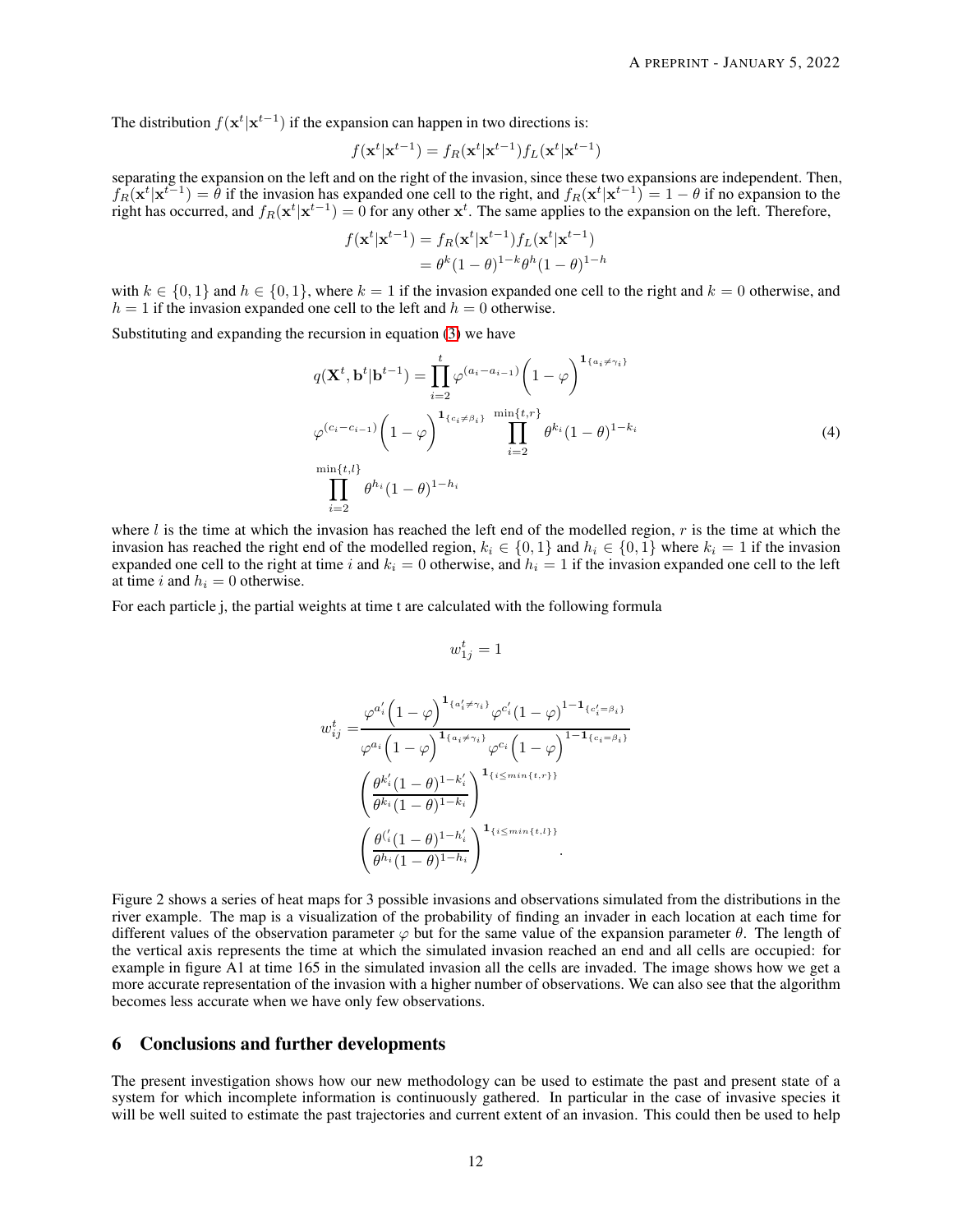The distribution $f(\mathbf{x}^t|\mathbf{x}^{t-1})$ if the expansion can happen in two directions is:

$$f(\mathbf{x}^t|\mathbf{x}^{t-1}) = f_R(\mathbf{x}^t|\mathbf{x}^{t-1})f_L(\mathbf{x}^t|\mathbf{x}^{t-1})$$

separating the expansion on the left and on the right of the invasion, since these two expansions are independent. Then, $f_R(\mathbf{x}^t|\mathbf{x}^{t-1}) = \theta$ if the invasion has expanded one cell to the right, and $f_R(\mathbf{x}^t|\mathbf{x}^{t-1}) = 1 - \theta$ if no expansion to the right has occurred, and $f_R(\mathbf{x}^t|\mathbf{x}^{t-1}) = 0$ for any other $\mathbf{x}^t$. The same applies to the expansion on the left. Therefore,

$$\begin{aligned}
f(\mathbf{x}^t|\mathbf{x}^{t-1}) &= f_R(\mathbf{x}^t|\mathbf{x}^{t-1})f_L(\mathbf{x}^t|\mathbf{x}^{t-1}) \\
&= \theta^k(1-\theta)^{1-k}\theta^h(1-\theta)^{1-h}
\end{aligned}$$

with $k \in \{0,1\}$ and $h \in \{0,1\}$, where $k = 1$ if the invasion expanded one cell to the right and $k = 0$ otherwise, and $h = 1$ if the invasion expanded one cell to the left and $h = 0$ otherwise.

Substituting and expanding the recursion in equation (3) we have

$$\begin{aligned}
q(\mathbf{X}^t, \mathbf{b}^t|\mathbf{b}^{t-1}) = &\prod_{i=2}^{t} \varphi^{(a_i - a_{i-1})}\left(1-\varphi\right)^{\mathbf{1}_{\{a_i \neq \gamma_i\}}} \\
&\varphi^{(c_i - c_{i-1})}\left(1-\varphi\right)^{\mathbf{1}_{\{c_i \neq \beta_i\}}} \prod_{i=2}^{\min\{t,r\}} \theta^{k_i}(1-\theta)^{1-k_i} \\
&\prod_{i=2}^{\min\{t,l\}} \theta^{h_i}(1-\theta)^{1-h_i}
\end{aligned} \tag{4}$$

where $l$ is the time at which the invasion has reached the left end of the modelled region, $r$ is the time at which the invasion has reached the right end of the modelled region, $k_i \in \{0,1\}$ and $h_i \in \{0,1\}$ where $k_i = 1$ if the invasion expanded one cell to the right at time $i$ and $k_i = 0$ otherwise, and $h_i = 1$ if the invasion expanded one cell to the left at time $i$ and $h_i = 0$ otherwise.

For each particle j, the partial weights at time t are calculated with the following formula

$$w_{1j}^t = 1$$

$$\begin{aligned}
w_{ij}^t = &\frac{\varphi^{a_i'}\left(1-\varphi\right)^{\mathbf{1}_{\{a_i' \neq \gamma_i\}}}\varphi^{c_i'}\left(1-\varphi\right)^{1-\mathbf{1}_{\{c_i'=\beta_i\}}}}{\varphi^{a_i}\left(1-\varphi\right)^{\mathbf{1}_{\{a_i \neq \gamma_i\}}}\varphi^{c_i}\left(1-\varphi\right)^{1-\mathbf{1}_{\{c_i=\beta_i\}}}} \\
&\left(\frac{\theta^{k_i'}(1-\theta)^{1-k_i'}}{\theta^{k_i}(1-\theta)^{1-k_i}}\right)^{\mathbf{1}_{\{i \leq min\{t,r\}\}}} \\
&\left(\frac{\theta^{(_i'}(1-\theta)^{1-h_i'}}{\theta^{h_i}(1-\theta)^{1-h_i}}\right)^{\mathbf{1}_{\{i \leq min\{t,l\}\}}}.
\end{aligned}$$

Figure 2 shows a series of heat maps for 3 possible invasions and observations simulated from the distributions in the river example. The map is a visualization of the probability of finding an invader in each location at each time for different values of the observation parameter $\varphi$ but for the same value of the expansion parameter $\theta$. The length of the vertical axis represents the time at which the simulated invasion reached an end and all cells are occupied: for example in figure A1 at time 165 in the simulated invasion all the cells are invaded. The image shows how we get a more accurate representation of the invasion with a higher number of observations. We can also see that the algorithm becomes less accurate when we have only few observations.

## 6 Conclusions and further developments

The present investigation shows how our new methodology can be used to estimate the past and present state of a system for which incomplete information is continuously gathered. In particular in the case of invasive species it will be well suited to estimate the past trajectories and current extent of an invasion. This could then be used to help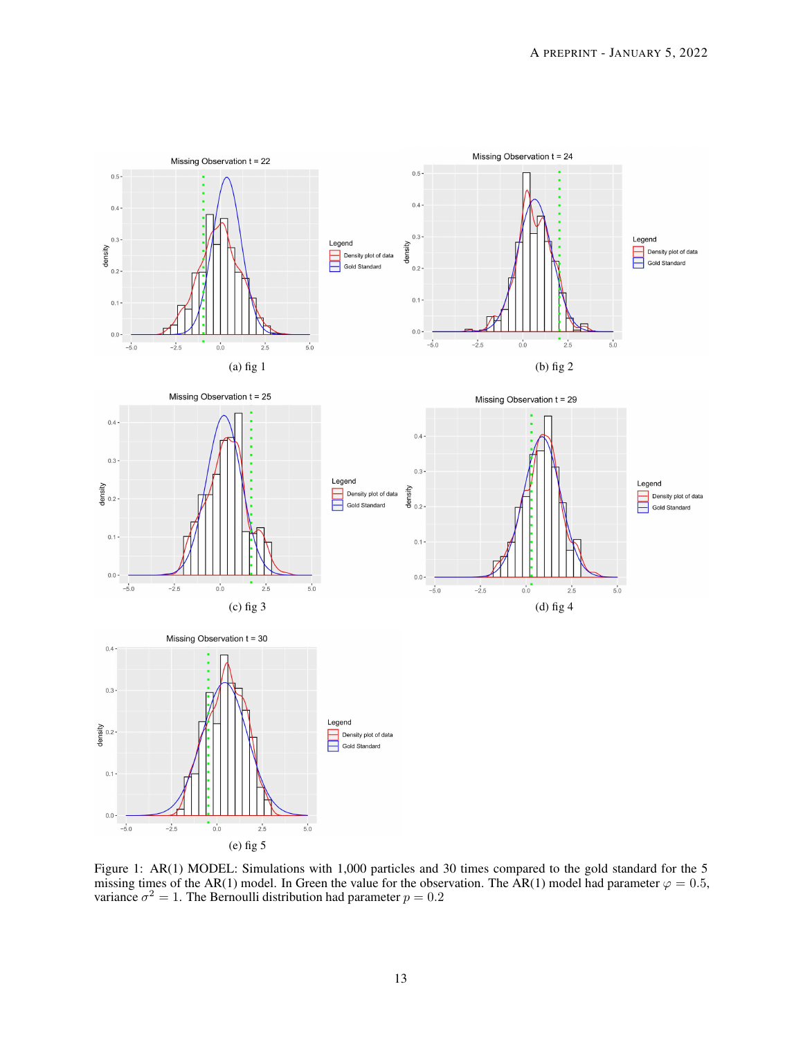(a) fig 1

(b) fig 2

(c) fig 3

(d) fig 4

(e) fig 5

Figure 1: AR(1) MODEL: Simulations with 1,000 particles and 30 times compared to the gold standard for the 5 missing times of the AR(1) model. In Green the value for the observation. The AR(1) model had parameter $\varphi = 0.5$, variance $\sigma^2 = 1$. The Bernoulli distribution had parameter $p = 0.2$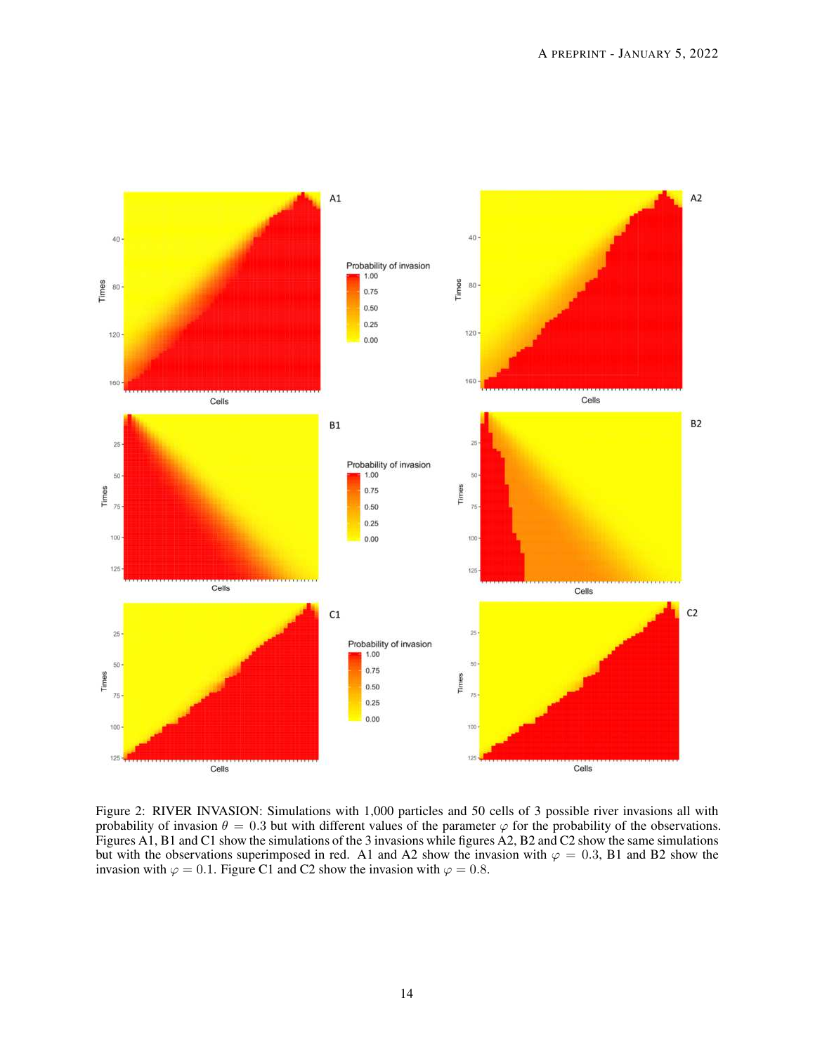Figure 2: RIVER INVASION: Simulations with 1,000 particles and 50 cells of 3 possible river invasions all with probability of invasion $\theta = 0.3$ but with different values of the parameter $\varphi$ for the probability of the observations. Figures A1, B1 and C1 show the simulations of the 3 invasions while figures A2, B2 and C2 show the same simulations but with the observations superimposed in red. A1 and A2 show the invasion with $\varphi = 0.3$, B1 and B2 show the invasion with $\varphi = 0.1$. Figure C1 and C2 show the invasion with $\varphi = 0.8$.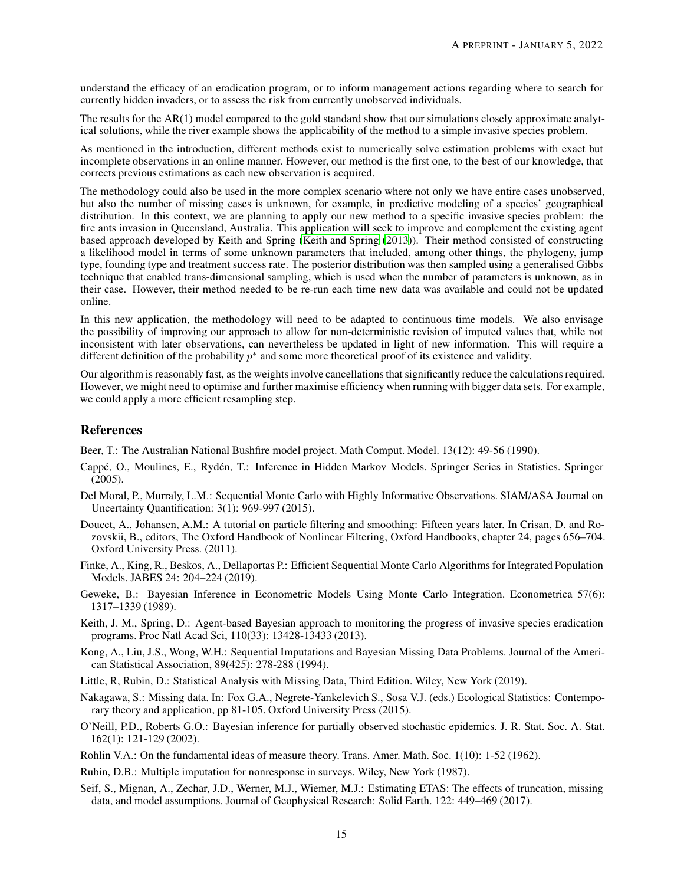understand the efficacy of an eradication program, or to inform management actions regarding where to search for currently hidden invaders, or to assess the risk from currently unobserved individuals.

The results for the AR(1) model compared to the gold standard show that our simulations closely approximate analytical solutions, while the river example shows the applicability of the method to a simple invasive species problem.

As mentioned in the introduction, different methods exist to numerically solve estimation problems with exact but incomplete observations in an online manner. However, our method is the first one, to the best of our knowledge, that corrects previous estimations as each new observation is acquired.

The methodology could also be used in the more complex scenario where not only we have entire cases unobserved, but also the number of missing cases is unknown, for example, in predictive modeling of a species' geographical distribution. In this context, we are planning to apply our new method to a specific invasive species problem: the fire ants invasion in Queensland, Australia. This application will seek to improve and complement the existing agent based approach developed by Keith and Spring (Keith and Spring (2013)). Their method consisted of constructing a likelihood model in terms of some unknown parameters that included, among other things, the phylogeny, jump type, founding type and treatment success rate. The posterior distribution was then sampled using a generalised Gibbs technique that enabled trans-dimensional sampling, which is used when the number of parameters is unknown, as in their case. However, their method needed to be re-run each time new data was available and could not be updated online.

In this new application, the methodology will need to be adapted to continuous time models. We also envisage the possibility of improving our approach to allow for non-deterministic revision of imputed values that, while not inconsistent with later observations, can nevertheless be updated in light of new information. This will require a different definition of the probability $p^*$ and some more theoretical proof of its existence and validity.

Our algorithm is reasonably fast, as the weights involve cancellations that significantly reduce the calculations required. However, we might need to optimise and further maximise efficiency when running with bigger data sets. For example, we could apply a more efficient resampling step.

## References

Beer, T.: The Australian National Bushfire model project. Math Comput. Model. 13(12): 49-56 (1990).

Cappé, O., Moulines, E., Rydén, T.: Inference in Hidden Markov Models. Springer Series in Statistics. Springer (2005).

Del Moral, P., Murraly, L.M.: Sequential Monte Carlo with Highly Informative Observations. SIAM/ASA Journal on Uncertainty Quantification: 3(1): 969-997 (2015).

Doucet, A., Johansen, A.M.: A tutorial on particle filtering and smoothing: Fifteen years later. In Crisan, D. and Rozovskii, B., editors, The Oxford Handbook of Nonlinear Filtering, Oxford Handbooks, chapter 24, pages 656–704. Oxford University Press. (2011).

Finke, A., King, R., Beskos, A., Dellaportas P.: Efficient Sequential Monte Carlo Algorithms for Integrated Population Models. JABES 24: 204–224 (2019).

Geweke, B.: Bayesian Inference in Econometric Models Using Monte Carlo Integration. Econometrica 57(6): 1317–1339 (1989).

Keith, J. M., Spring, D.: Agent-based Bayesian approach to monitoring the progress of invasive species eradication programs. Proc Natl Acad Sci, 110(33): 13428-13433 (2013).

Kong, A., Liu, J.S., Wong, W.H.: Sequential Imputations and Bayesian Missing Data Problems. Journal of the American Statistical Association, 89(425): 278-288 (1994).

Little, R, Rubin, D.: Statistical Analysis with Missing Data, Third Edition. Wiley, New York (2019).

Nakagawa, S.: Missing data. In: Fox G.A., Negrete-Yankelevich S., Sosa V.J. (eds.) Ecological Statistics: Contemporary theory and application, pp 81-105. Oxford University Press (2015).

O'Neill, P.D., Roberts G.O.: Bayesian inference for partially observed stochastic epidemics. J. R. Stat. Soc. A. Stat. 162(1): 121-129 (2002).

Rohlin V.A.: On the fundamental ideas of measure theory. Trans. Amer. Math. Soc. 1(10): 1-52 (1962).

Rubin, D.B.: Multiple imputation for nonresponse in surveys. Wiley, New York (1987).

Seif, S., Mignan, A., Zechar, J.D., Werner, M.J., Wiemer, M.J.: Estimating ETAS: The effects of truncation, missing data, and model assumptions. Journal of Geophysical Research: Solid Earth. 122: 449–469 (2017).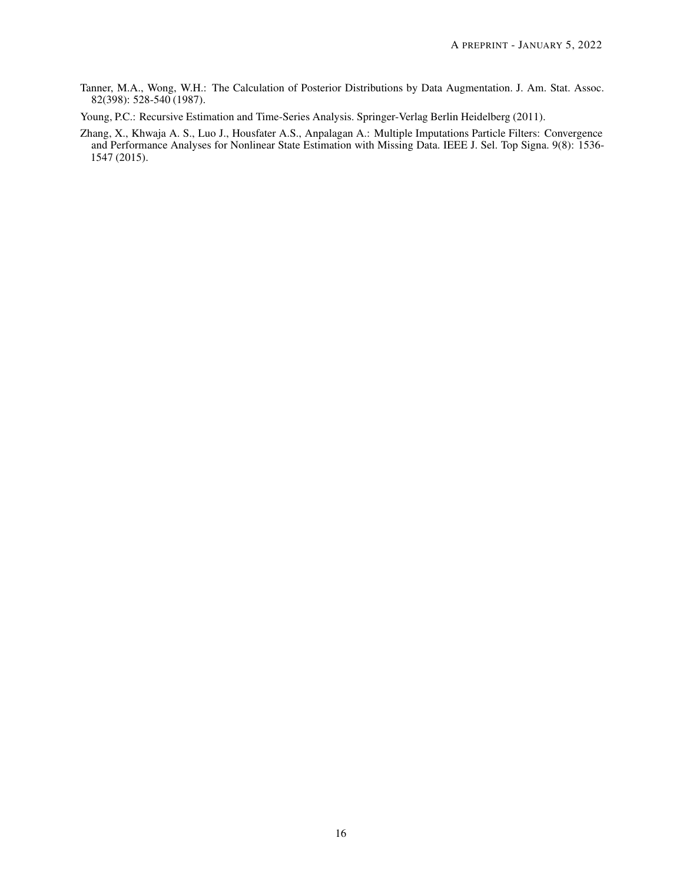Tanner, M.A., Wong, W.H.: The Calculation of Posterior Distributions by Data Augmentation. J. Am. Stat. Assoc. 82(398): 528-540 (1987).

Young, P.C.: Recursive Estimation and Time-Series Analysis. Springer-Verlag Berlin Heidelberg (2011).

Zhang, X., Khwaja A. S., Luo J., Housfater A.S., Anpalagan A.: Multiple Imputations Particle Filters: Convergence and Performance Analyses for Nonlinear State Estimation with Missing Data. IEEE J. Sel. Top Signa. 9(8): 1536-1547 (2015).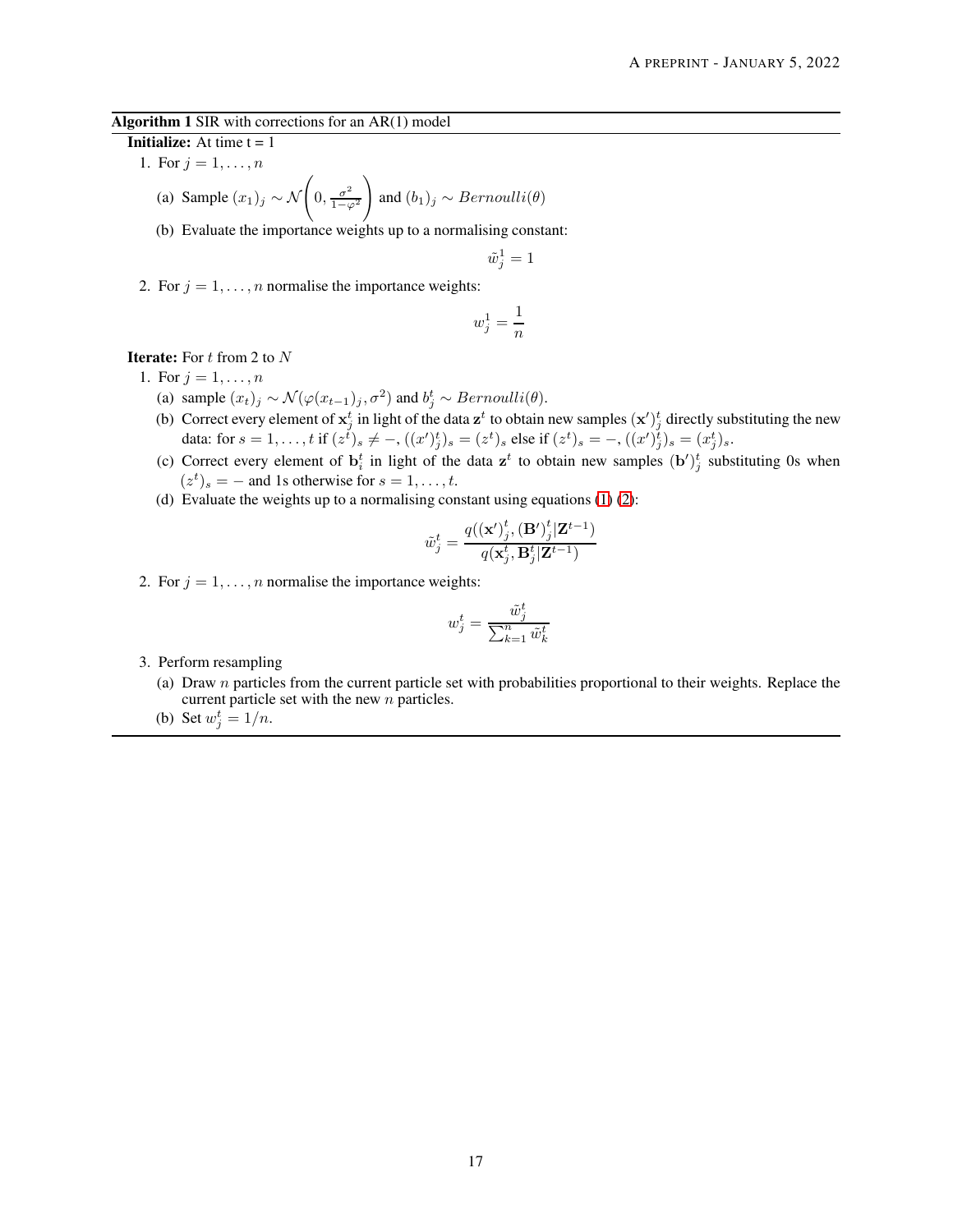**Algorithm 1** SIR with corrections for an AR(1) model

**Initialize:** At time t = 1

1. For $j = 1, \ldots, n$
   (a) Sample $(x_1)_j \sim \mathcal{N}\left(0, \frac{\sigma^2}{1-\varphi^2}\right)$ and $(b_1)_j \sim Bernoulli(\theta)$
   (b) Evaluate the importance weights up to a normalising constant:
   $$\tilde{w}_j^1 = 1$$
2. For $j = 1, \ldots, n$ normalise the importance weights:
   $$w_j^1 = \frac{1}{n}$$

**Iterate:** For $t$ from 2 to $N$

1. For $j = 1, \ldots, n$
   (a) sample $(x_t)_j \sim \mathcal{N}(\varphi(x_{t-1})_j, \sigma^2)$ and $b_j^t \sim Bernoulli(\theta)$.
   (b) Correct every element of $\mathbf{x}_j^t$ in light of the data $\mathbf{z}^t$ to obtain new samples $(\mathbf{x}')_j^t$ directly substituting the new data: for $s = 1, \ldots, t$ if $(z^t)_s \neq -$, $((x')_j^t)_s = (z^t)_s$ else if $(z^t)_s = -$, $((x')_j^t)_s = (x_j^t)_s$.
   (c) Correct every element of $\mathbf{b}_i^t$ in light of the data $\mathbf{z}^t$ to obtain new samples $(\mathbf{b}')_j^t$ substituting 0s when $(z^t)_s = -$ and 1s otherwise for $s = 1, \ldots, t$.
   (d) Evaluate the weights up to a normalising constant using equations (1) (2):
   $$\tilde{w}_j^t = \frac{q((\mathbf{x}')_j^t, (\mathbf{B}')_j^t | \mathbf{Z}^{t-1})}{q(\mathbf{x}_j^t, \mathbf{B}_j^t | \mathbf{Z}^{t-1})}$$
2. For $j = 1, \ldots, n$ normalise the importance weights:
   $$w_j^t = \frac{\tilde{w}_j^t}{\sum_{k=1}^n \tilde{w}_k^t}$$
3. Perform resampling
   (a) Draw $n$ particles from the current particle set with probabilities proportional to their weights. Replace the current particle set with the new $n$ particles.
   (b) Set $w_j^t = 1/n$.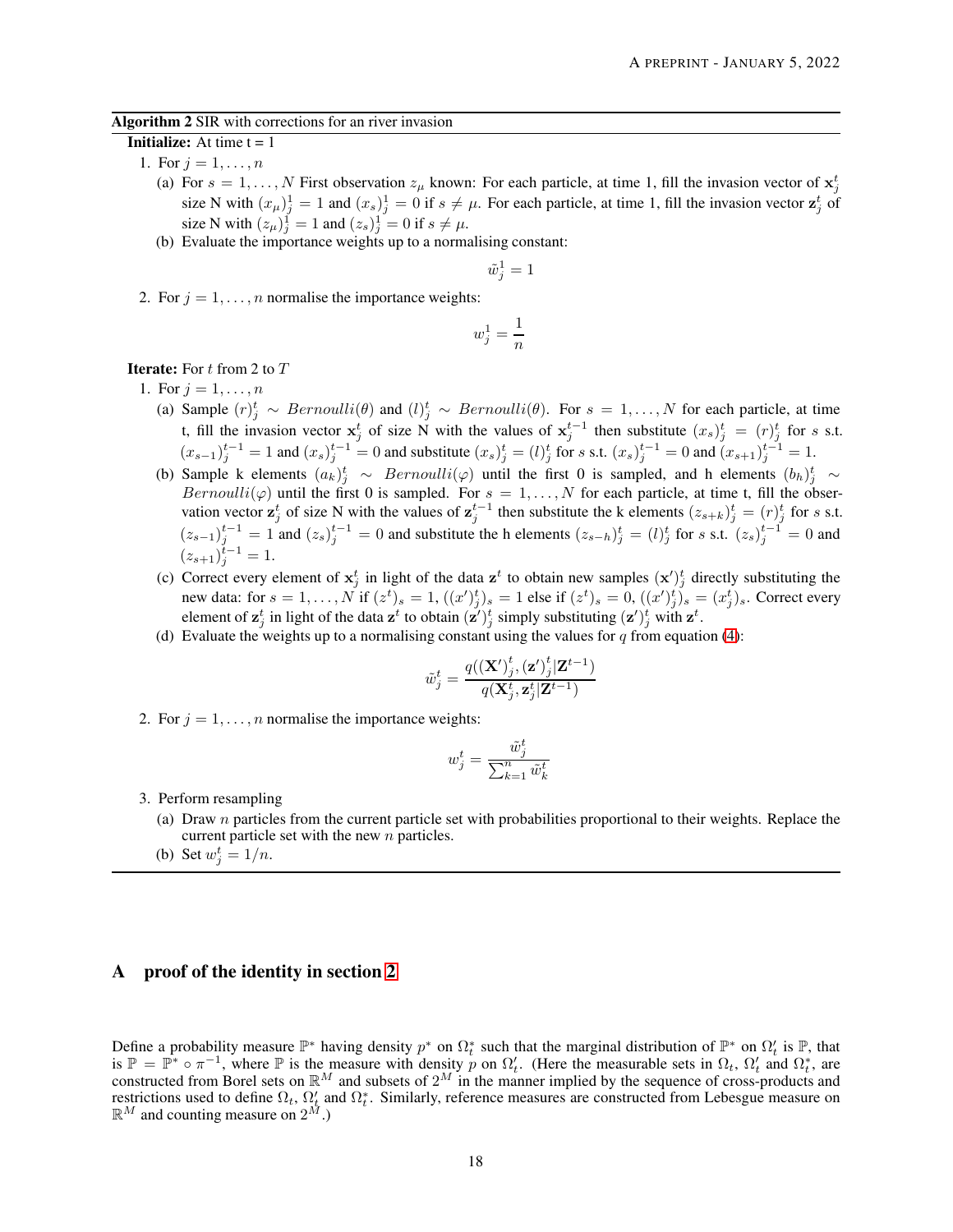**Algorithm 2** SIR with corrections for an river invasion

**Initialize:** At time t = 1

1. For $j = 1, \ldots, n$
   (a) For $s = 1, \ldots, N$ First observation $z_\mu$ known: For each particle, at time 1, fill the invasion vector of $\mathbf{x}_j^t$ size N with $(x_\mu)_j^1 = 1$ and $(x_s)_j^1 = 0$ if $s \neq \mu$. For each particle, at time 1, fill the invasion vector $\mathbf{z}_j^t$ of size N with $(z_\mu)_j^1 = 1$ and $(z_s)_j^1 = 0$ if $s \neq \mu$.
   (b) Evaluate the importance weights up to a normalising constant:
   $$\tilde{w}_j^1 = 1$$
2. For $j = 1, \ldots, n$ normalise the importance weights:
   $$w_j^1 = \frac{1}{n}$$

**Iterate:** For $t$ from 2 to $T$

1. For $j = 1, \ldots, n$
   (a) Sample $(r)_j^t \sim Bernoulli(\theta)$ and $(l)_j^t \sim Bernoulli(\theta)$. For $s = 1, \ldots, N$ for each particle, at time t, fill the invasion vector $\mathbf{x}_j^t$ of size N with the values of $\mathbf{x}_j^{t-1}$ then substitute $(x_s)_j^t = (r)_j^t$ for $s$ s.t. $(x_{s-1})_j^{t-1} = 1$ and $(x_s)_j^{t-1} = 0$ and substitute $(x_s)_j^t = (l)_j^t$ for $s$ s.t. $(x_s)_j^{t-1} = 0$ and $(x_{s+1})_j^{t-1} = 1$.
   (b) Sample k elements $(a_k)_j^t \sim Bernoulli(\varphi)$ until the first 0 is sampled, and h elements $(b_h)_j^t \sim Bernoulli(\varphi)$ until the first 0 is sampled. For $s = 1, \ldots, N$ for each particle, at time t, fill the observation vector $\mathbf{z}_j^t$ of size N with the values of $\mathbf{z}_j^{t-1}$ then substitute the k elements $(z_{s+k})_j^t = (r)_j^t$ for $s$ s.t. $(z_{s-1})_j^{t-1} = 1$ and $(z_s)_j^{t-1} = 0$ and substitute the h elements $(z_{s-h})_j^t = (l)_j^t$ for $s$ s.t. $(z_s)_j^{t-1} = 0$ and $(z_{s+1})_j^{t-1} = 1$.
   (c) Correct every element of $\mathbf{x}_j^t$ in light of the data $\mathbf{z}^t$ to obtain new samples $(\mathbf{x}')_j^t$ directly substituting the new data: for $s = 1, \ldots, N$ if $(z^t)_s = 1$, $((x')_j^t)_s = 1$ else if $(z^t)_s = 0$, $((x')_j^t)_s = (x_j^t)_s$. Correct every element of $\mathbf{z}_j^t$ in light of the data $\mathbf{z}^t$ to obtain $(\mathbf{z}')_j^t$ simply substituting $(\mathbf{z}')_j^t$ with $\mathbf{z}^t$.
   (d) Evaluate the weights up to a normalising constant using the values for $q$ from equation (4):
   $$\tilde{w}_j^t = \frac{q((\mathbf{X}')_j^t, (\mathbf{z}')_j^t | \mathbf{Z}^{t-1})}{q(\mathbf{X}_j^t, \mathbf{z}_j^t | \mathbf{Z}^{t-1})}$$
2. For $j = 1, \ldots, n$ normalise the importance weights:
   $$w_j^t = \frac{\tilde{w}_j^t}{\sum_{k=1}^n \tilde{w}_k^t}$$
3. Perform resampling
   (a) Draw $n$ particles from the current particle set with probabilities proportional to their weights. Replace the current particle set with the new $n$ particles.
   (b) Set $w_j^t = 1/n$.

# A proof of the identity in section 2

Define a probability measure $\mathbb{P}^*$ having density $p^*$ on $\Omega_t^*$ such that the marginal distribution of $\mathbb{P}^*$ on $\Omega_t'$ is $\mathbb{P}$, that is $\mathbb{P} = \mathbb{P}^* \circ \pi^{-1}$, where $\mathbb{P}$ is the measure with density $p$ on $\Omega_t'$. (Here the measurable sets in $\Omega_t$, $\Omega_t'$ and $\Omega_t^*$, are constructed from Borel sets on $\mathbb{R}^M$ and subsets of $2^M$ in the manner implied by the sequence of cross-products and restrictions used to define $\Omega_t$, $\Omega_t'$ and $\Omega_t^*$. Similarly, reference measures are constructed from Lebesgue measure on $\mathbb{R}^M$ and counting measure on $2^M$.)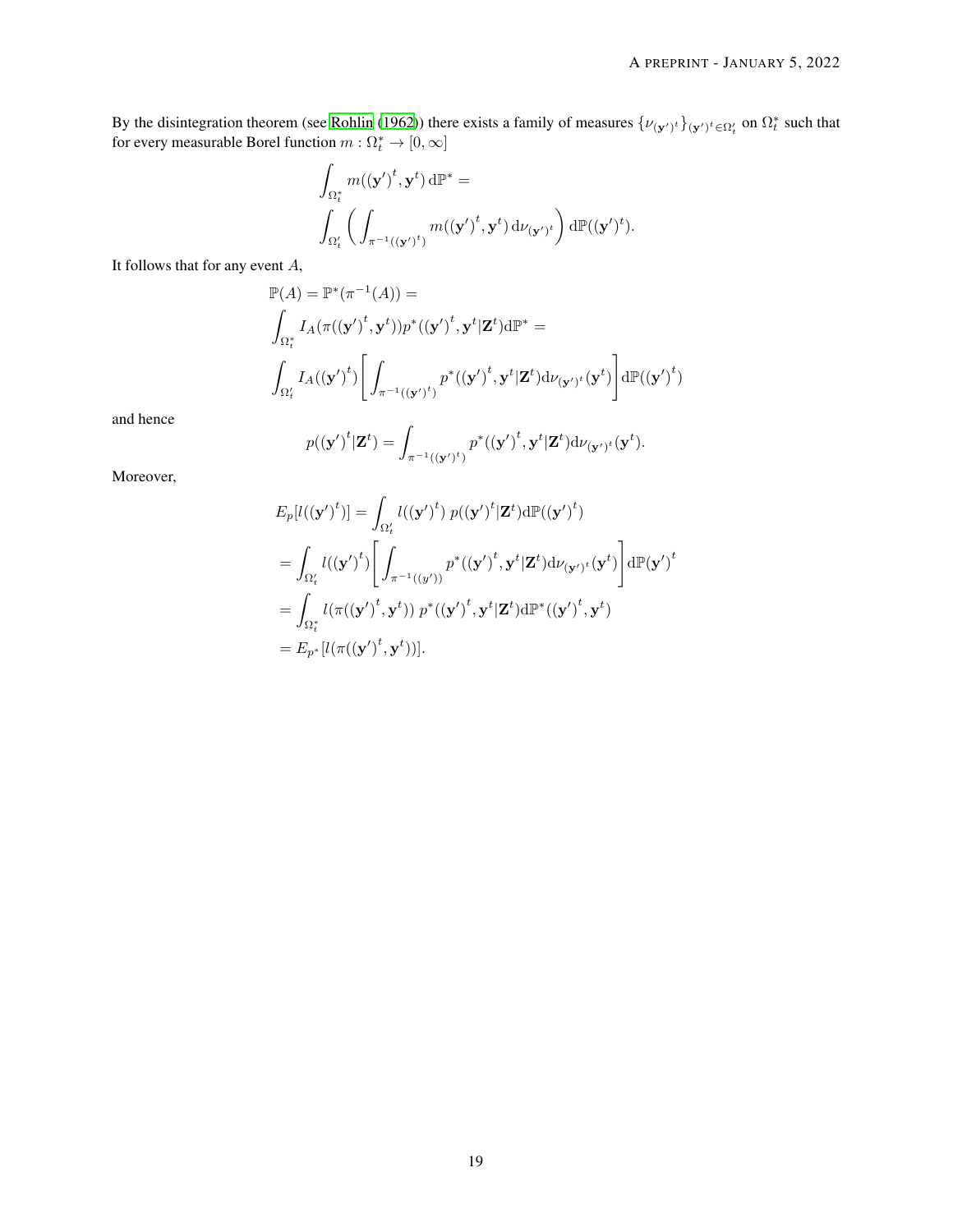By the disintegration theorem (see Rohlin (1962)) there exists a family of measures $\{\nu_{(\mathbf{y}')^t}\}_{(\mathbf{y}')^t \in \Omega'_t}$ on $\Omega^*_t$ such that for every measurable Borel function $m : \Omega^*_t \to [0, \infty]$

$$
\int_{\Omega^*_t} m({(\mathbf{y}')}^t, \mathbf{y}^t)\,\mathrm{d}\mathbb{P}^* =
$$
$$
\int_{\Omega'_t} \left( \int_{\pi^{-1}((\mathbf{y}')^t)} m({(\mathbf{y}')}^t, \mathbf{y}^t)\,\mathrm{d}\nu_{(\mathbf{y}')^t} \right) \mathrm{d}\mathbb{P}((\mathbf{y}')^t).
$$

It follows that for any event $A$,

$$
\mathbb{P}(A) = \mathbb{P}^*(\pi^{-1}(A)) =
$$
$$
\int_{\Omega^*_t} I_A(\pi({(\mathbf{y}')}^t, \mathbf{y}^t)) p^*({(\mathbf{y}')}^t, \mathbf{y}^t | \mathbf{Z}^t) \mathrm{d}\mathbb{P}^* =
$$
$$
\int_{\Omega'_t} I_A({(\mathbf{y}')}^t) \left[ \int_{\pi^{-1}((\mathbf{y}')^t)} p^*({(\mathbf{y}')}^t, \mathbf{y}^t | \mathbf{Z}^t) \mathrm{d}\nu_{(\mathbf{y}')^t}(\mathbf{y}^t) \right] \mathrm{d}\mathbb{P}({(\mathbf{y}')}^t)
$$

and hence

$$
p({(\mathbf{y}')}^t | \mathbf{Z}^t) = \int_{\pi^{-1}((\mathbf{y}')^t)} p^*({(\mathbf{y}')}^t, \mathbf{y}^t | \mathbf{Z}^t) \mathrm{d}\nu_{(\mathbf{y}')^t}(\mathbf{y}^t).
$$

Moreover,

$$
\begin{aligned}
E_p[l({(\mathbf{y}')}^t)] &= \int_{\Omega'_t} l({(\mathbf{y}')}^t)\; p({(\mathbf{y}')}^t | \mathbf{Z}^t) \mathrm{d}\mathbb{P}({(\mathbf{y}')}^t) \\
&= \int_{\Omega'_t} l({(\mathbf{y}')}^t) \left[ \int_{\pi^{-1}((y'))} p^*({(\mathbf{y}')}^t, \mathbf{y}^t | \mathbf{Z}^t) \mathrm{d}\nu_{(\mathbf{y}')^t}(\mathbf{y}^t) \right] \mathrm{d}\mathbb{P}{(\mathbf{y}')}^t \\
&= \int_{\Omega^*_t} l(\pi({(\mathbf{y}')}^t, \mathbf{y}^t))\; p^*({(\mathbf{y}')}^t, \mathbf{y}^t | \mathbf{Z}^t) \mathrm{d}\mathbb{P}^*({(\mathbf{y}')}^t, \mathbf{y}^t) \\
&= E_{p^*}[l(\pi({(\mathbf{y}')}^t, \mathbf{y}^t))].
\end{aligned}
$$